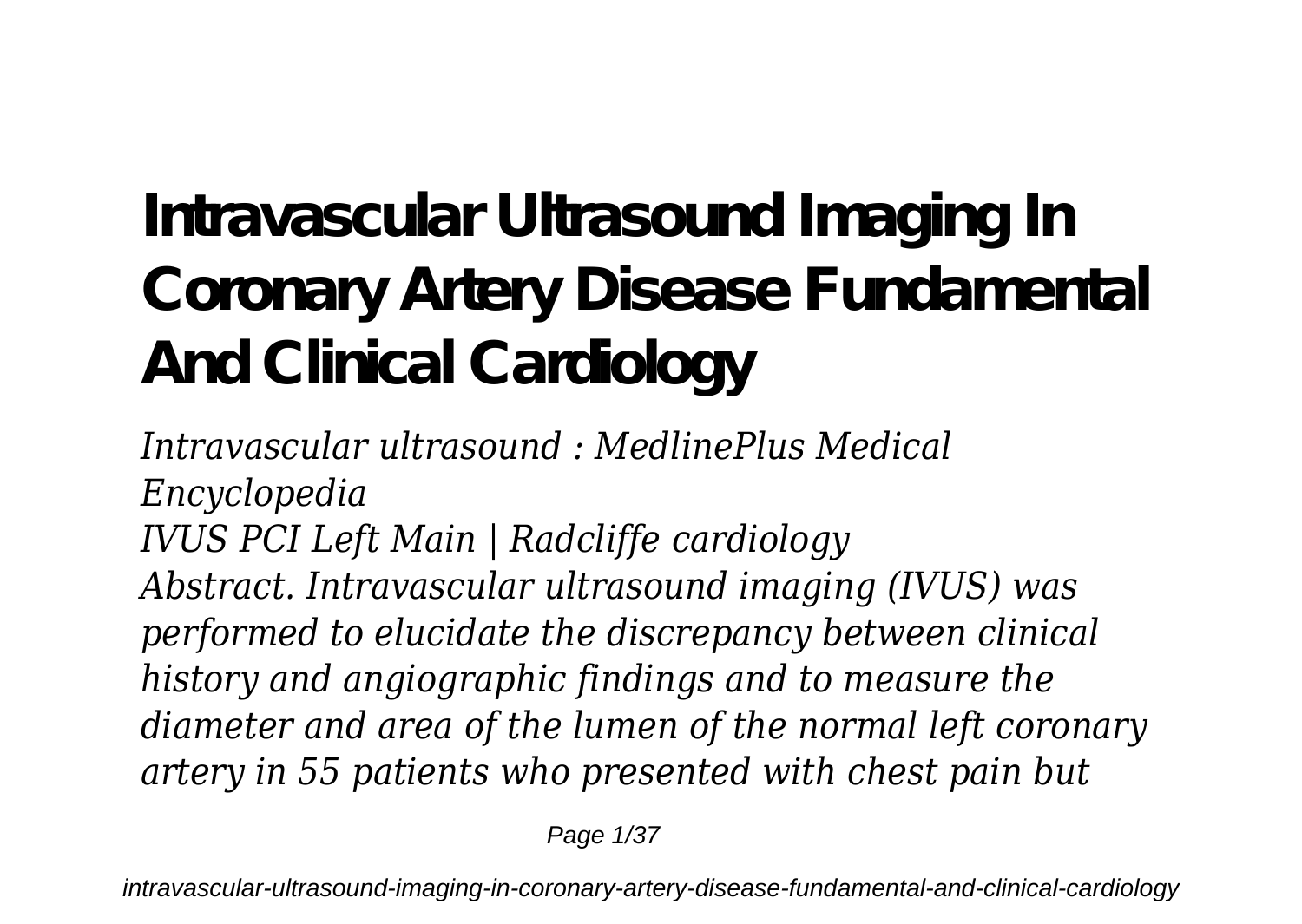# Intravascular Ultrasound Imaging In Coronary Artery Disease Fundamental And Clinical Cardiology

*Intravascular ultrasound : MedlinePlus Medical Encyclopedia*

*IVUS PCI Left Main | Radcliffe cardiology*

*Abstract. Intravascular ultrasound imaging (IVUS) was performed to elucidate the discrepancy between clinical history and angiographic findings and to measure the diameter and area of the lumen of the normal left coronary artery in 55 patients who presented with chest pain but*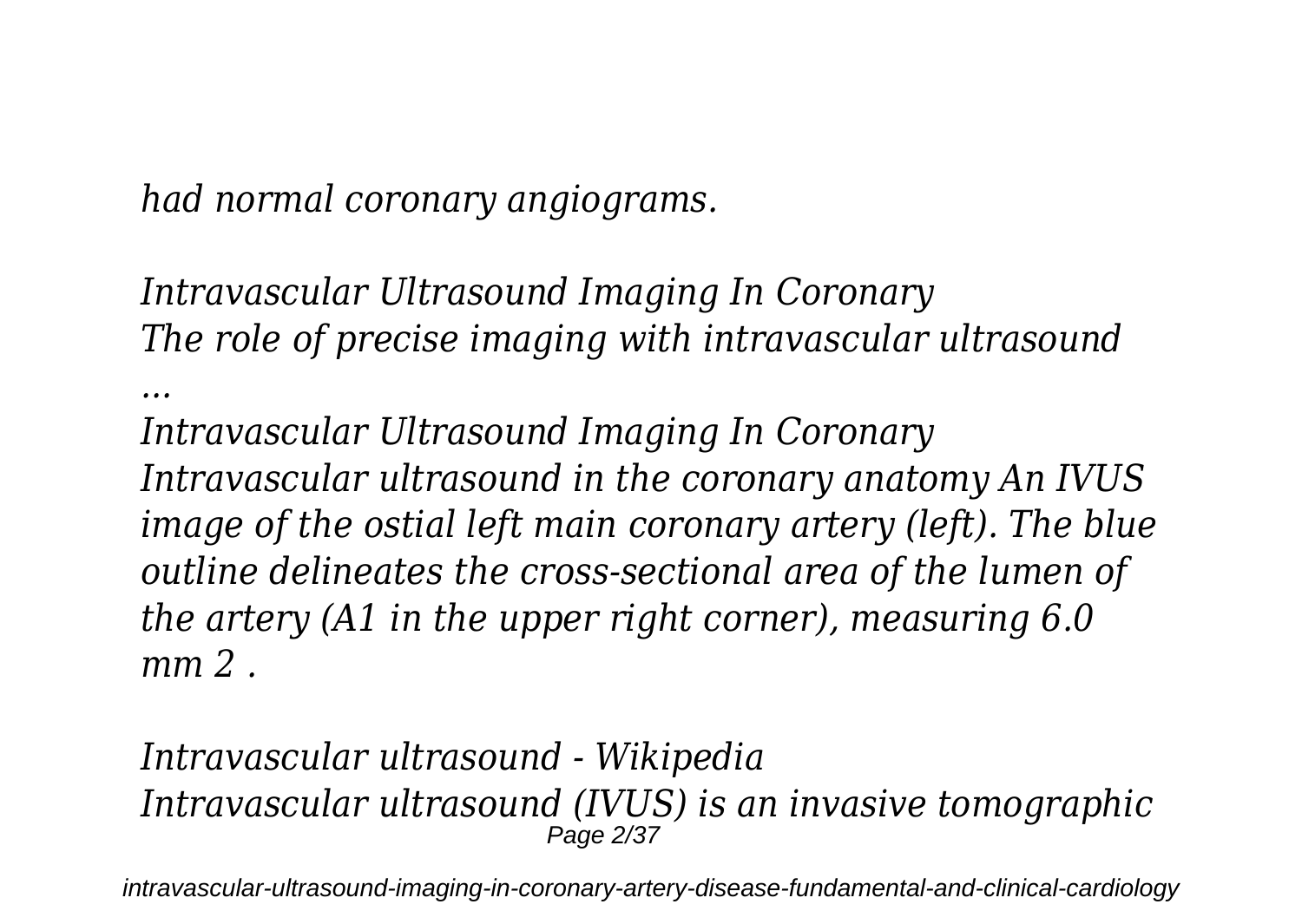*had normal coronary angiograms.*

*Intravascular Ultrasound Imaging In Coronary*
*The role of precise imaging with intravascular ultrasound ...*
*Intravascular Ultrasound Imaging In Coronary*
*Intravascular ultrasound in the coronary anatomy An IVUS image of the ostial left main coronary artery (left). The blue outline delineates the cross-sectional area of the lumen of the artery (A1 in the upper right corner), measuring 6.0 mm 2 .*

*Intravascular ultrasound - Wikipedia*
*Intravascular ultrasound (IVUS) is an invasive tomographic*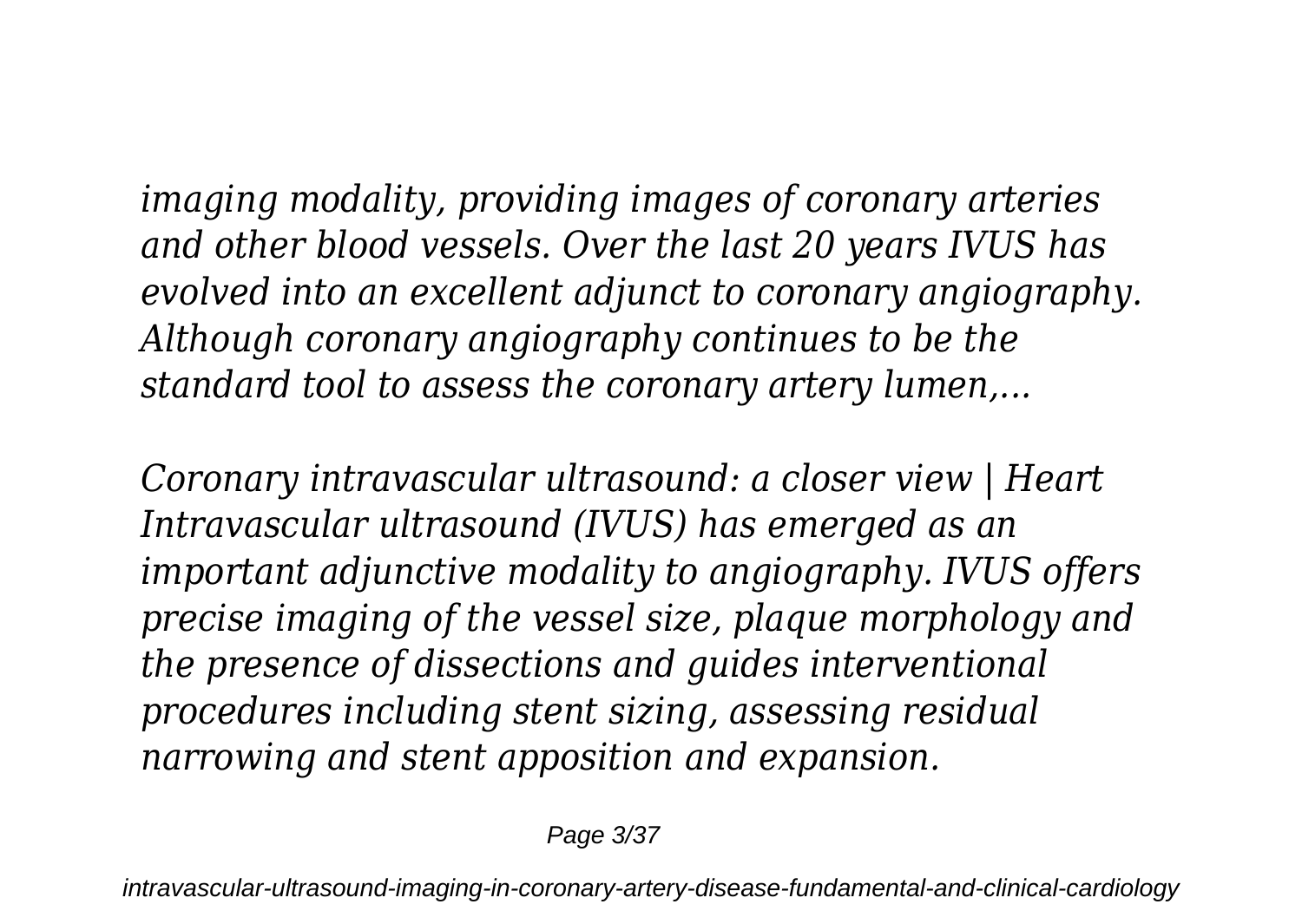*imaging modality, providing images of coronary arteries and other blood vessels. Over the last 20 years IVUS has evolved into an excellent adjunct to coronary angiography. Although coronary angiography continues to be the standard tool to assess the coronary artery lumen,...*

*Coronary intravascular ultrasound: a closer view | Heart Intravascular ultrasound (IVUS) has emerged as an important adjunctive modality to angiography. IVUS offers precise imaging of the vessel size, plaque morphology and the presence of dissections and guides interventional procedures including stent sizing, assessing residual narrowing and stent apposition and expansion.*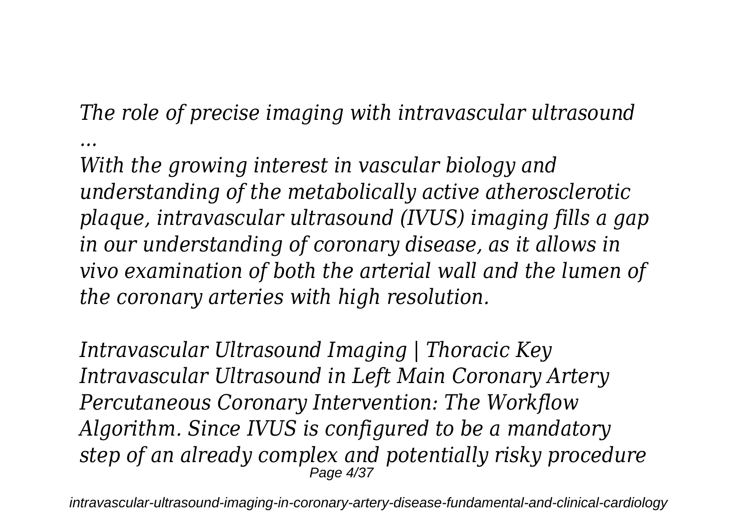*The role of precise imaging with intravascular ultrasound ...*

*With the growing interest in vascular biology and understanding of the metabolically active atherosclerotic plaque, intravascular ultrasound (IVUS) imaging fills a gap in our understanding of coronary disease, as it allows in vivo examination of both the arterial wall and the lumen of the coronary arteries with high resolution.*

*Intravascular Ultrasound Imaging | Thoracic Key*

*Intravascular Ultrasound in Left Main Coronary Artery Percutaneous Coronary Intervention: The Workflow Algorithm. Since IVUS is configured to be a mandatory step of an already complex and potentially risky procedure*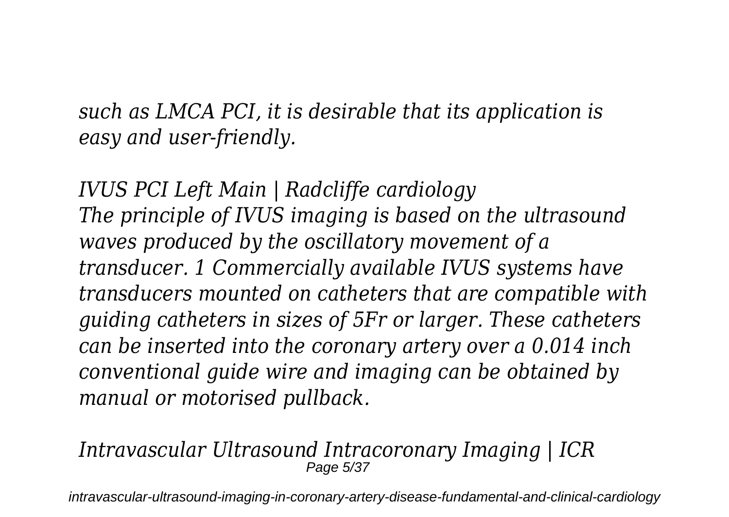*such as LMCA PCI, it is desirable that its application is easy and user-friendly.*

*IVUS PCI Left Main | Radcliffe cardiology*
*The principle of IVUS imaging is based on the ultrasound waves produced by the oscillatory movement of a transducer. 1 Commercially available IVUS systems have transducers mounted on catheters that are compatible with guiding catheters in sizes of 5Fr or larger. These catheters can be inserted into the coronary artery over a 0.014 inch conventional guide wire and imaging can be obtained by manual or motorised pullback.*

*Intravascular Ultrasound Intracoronary Imaging | ICR*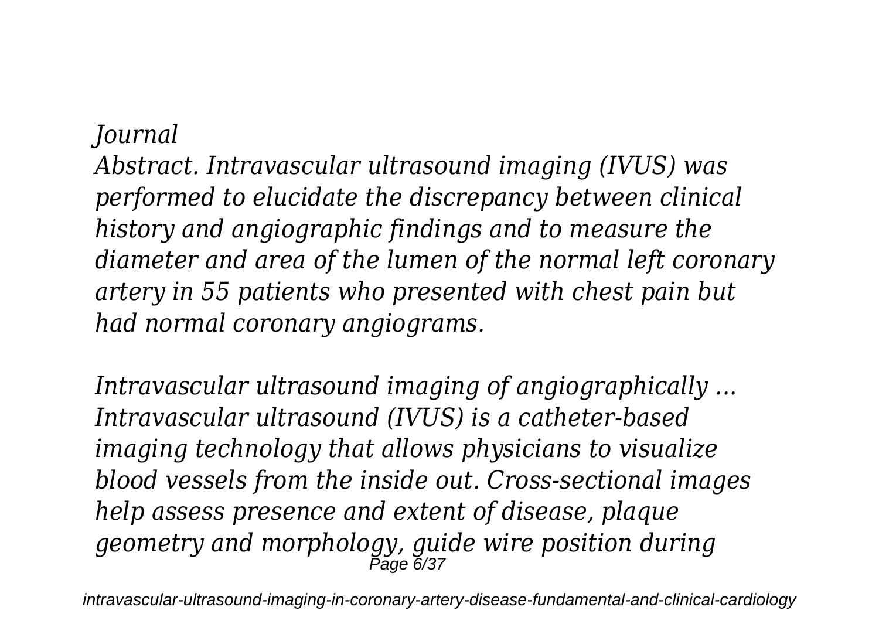*Journal*
*Abstract. Intravascular ultrasound imaging (IVUS) was performed to elucidate the discrepancy between clinical history and angiographic findings and to measure the diameter and area of the lumen of the normal left coronary artery in 55 patients who presented with chest pain but had normal coronary angiograms.*

*Intravascular ultrasound imaging of angiographically ...*
*Intravascular ultrasound (IVUS) is a catheter-based imaging technology that allows physicians to visualize blood vessels from the inside out. Cross-sectional images help assess presence and extent of disease, plaque geometry and morphology, guide wire position during*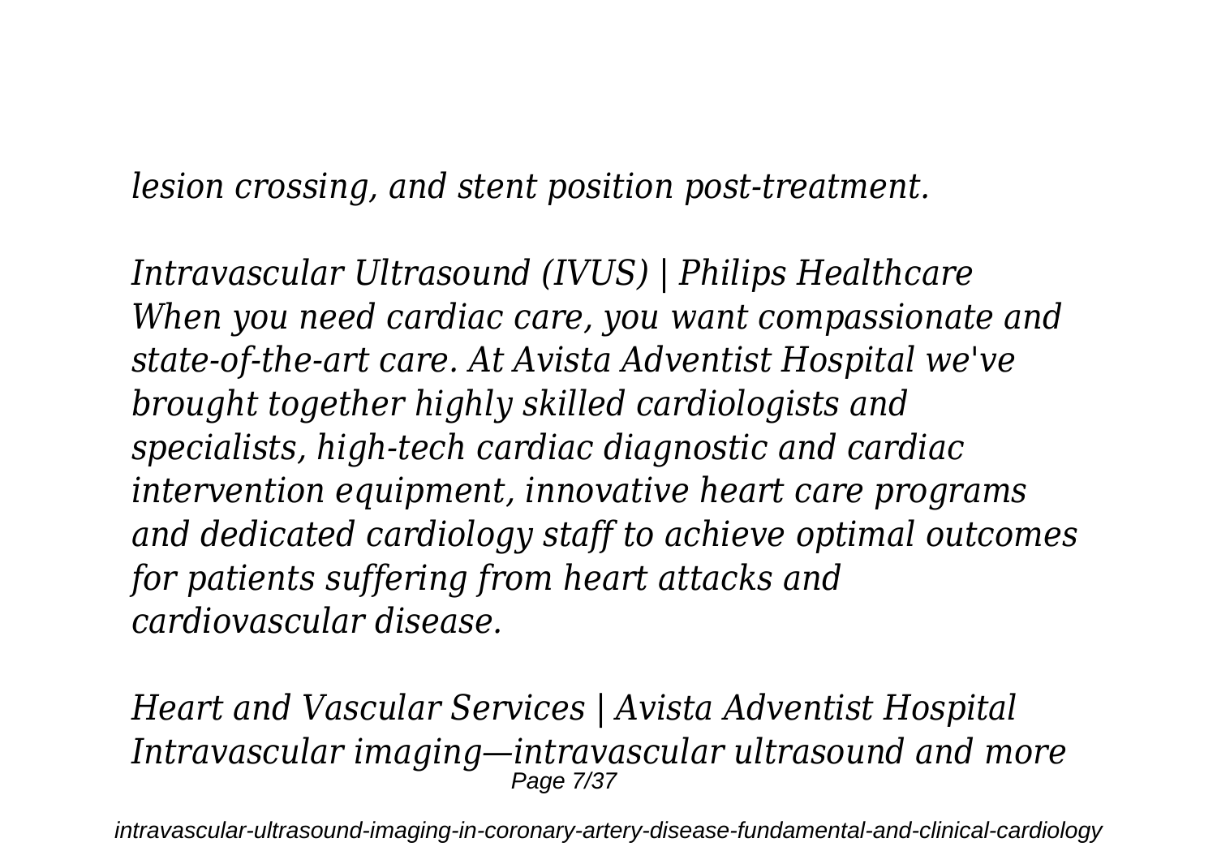*lesion crossing, and stent position post-treatment.*

*Intravascular Ultrasound (IVUS) | Philips Healthcare*
*When you need cardiac care, you want compassionate and state-of-the-art care. At Avista Adventist Hospital we've brought together highly skilled cardiologists and specialists, high-tech cardiac diagnostic and cardiac intervention equipment, innovative heart care programs and dedicated cardiology staff to achieve optimal outcomes for patients suffering from heart attacks and cardiovascular disease.*

*Heart and Vascular Services | Avista Adventist Hospital*
*Intravascular imaging—intravascular ultrasound and more*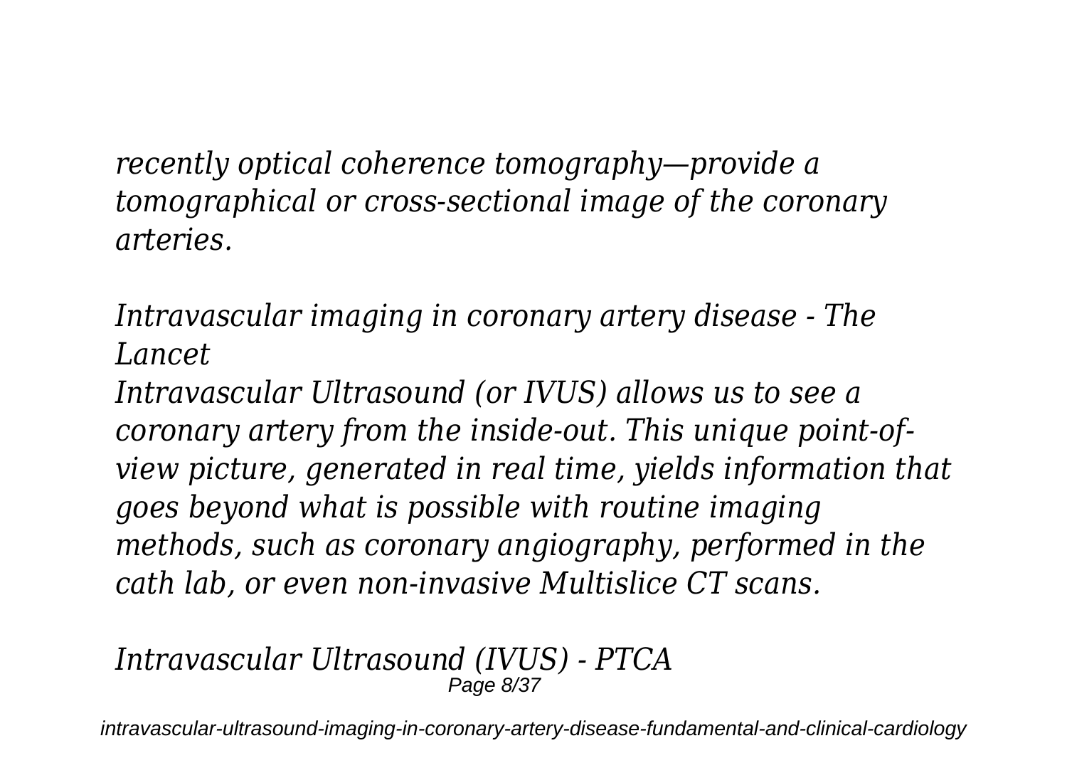*recently optical coherence tomography—provide a tomographical or cross-sectional image of the coronary arteries.*

*Intravascular imaging in coronary artery disease - The Lancet*

*Intravascular Ultrasound (or IVUS) allows us to see a coronary artery from the inside-out. This unique point-of-view picture, generated in real time, yields information that goes beyond what is possible with routine imaging methods, such as coronary angiography, performed in the cath lab, or even non-invasive Multislice CT scans.*

*Intravascular Ultrasound (IVUS) - PTCA*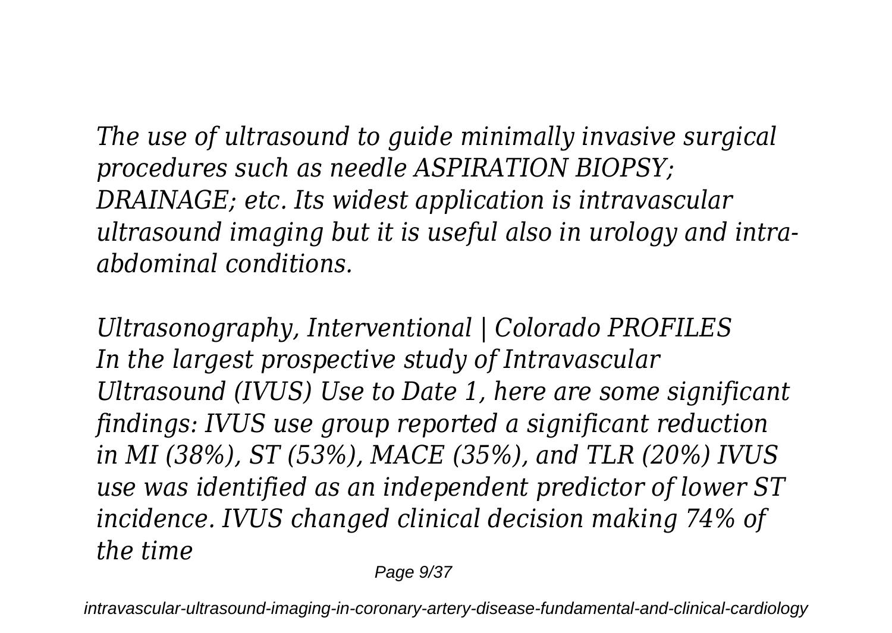*The use of ultrasound to guide minimally invasive surgical procedures such as needle ASPIRATION BIOPSY; DRAINAGE; etc. Its widest application is intravascular ultrasound imaging but it is useful also in urology and intra-abdominal conditions.*

*Ultrasonography, Interventional | Colorado PROFILES*

*In the largest prospective study of Intravascular Ultrasound (IVUS) Use to Date 1, here are some significant findings: IVUS use group reported a significant reduction in MI (38%), ST (53%), MACE (35%), and TLR (20%) IVUS use was identified as an independent predictor of lower ST incidence. IVUS changed clinical decision making 74% of the time*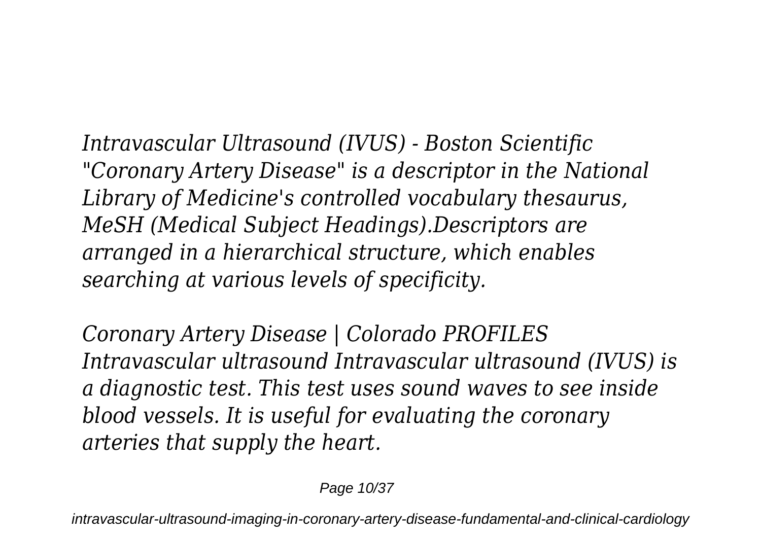*Intravascular Ultrasound (IVUS) - Boston Scientific*
*"Coronary Artery Disease" is a descriptor in the National Library of Medicine's controlled vocabulary thesaurus, MeSH (Medical Subject Headings).Descriptors are arranged in a hierarchical structure, which enables searching at various levels of specificity.*

*Coronary Artery Disease | Colorado PROFILES*
*Intravascular ultrasound Intravascular ultrasound (IVUS) is a diagnostic test. This test uses sound waves to see inside blood vessels. It is useful for evaluating the coronary arteries that supply the heart.*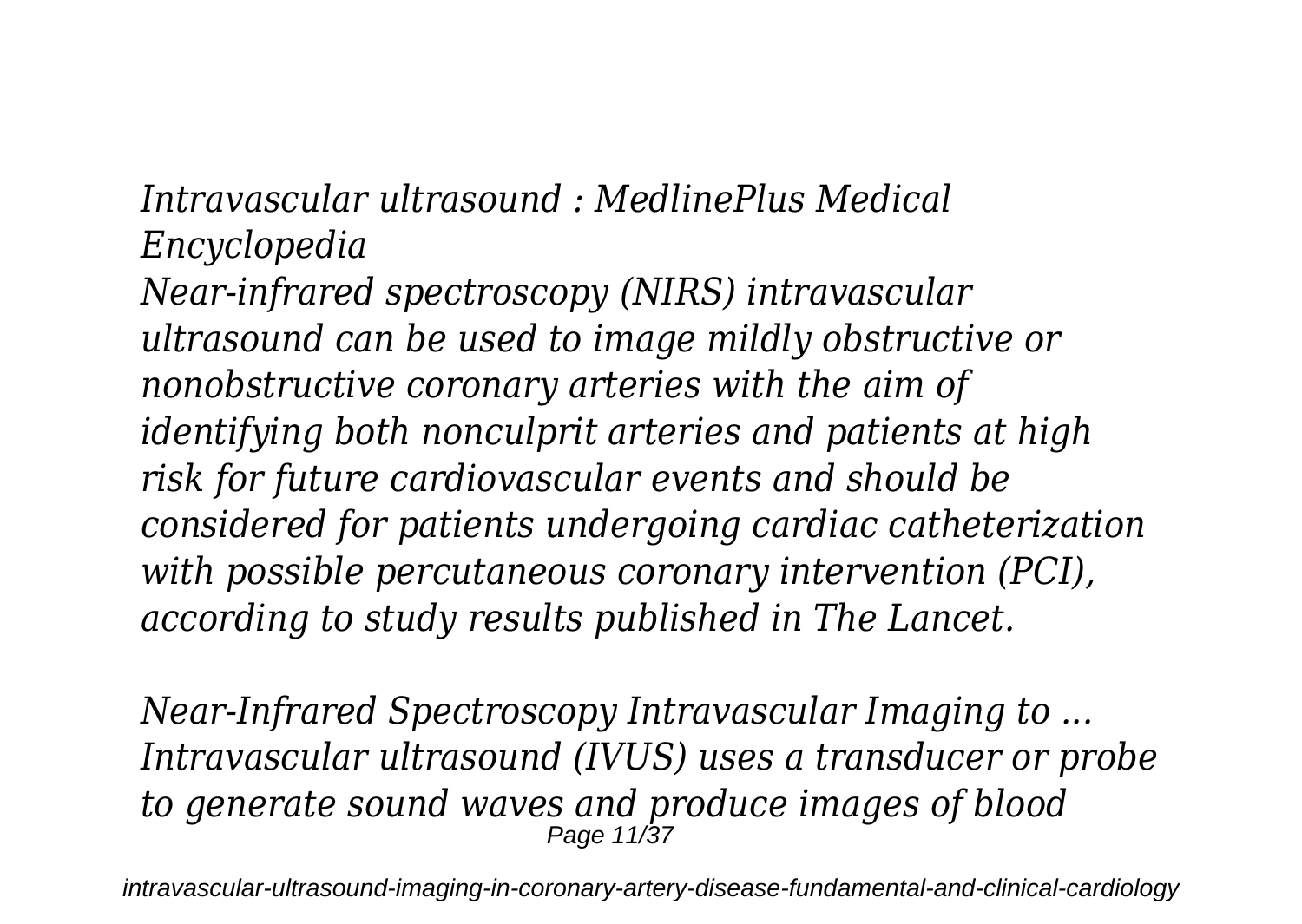*Intravascular ultrasound : MedlinePlus Medical Encyclopedia*

*Near-infrared spectroscopy (NIRS) intravascular ultrasound can be used to image mildly obstructive or nonobstructive coronary arteries with the aim of identifying both nonculprit arteries and patients at high risk for future cardiovascular events and should be considered for patients undergoing cardiac catheterization with possible percutaneous coronary intervention (PCI), according to study results published in The Lancet.*

*Near-Infrared Spectroscopy Intravascular Imaging to ...*

*Intravascular ultrasound (IVUS) uses a transducer or probe to generate sound waves and produce images of blood*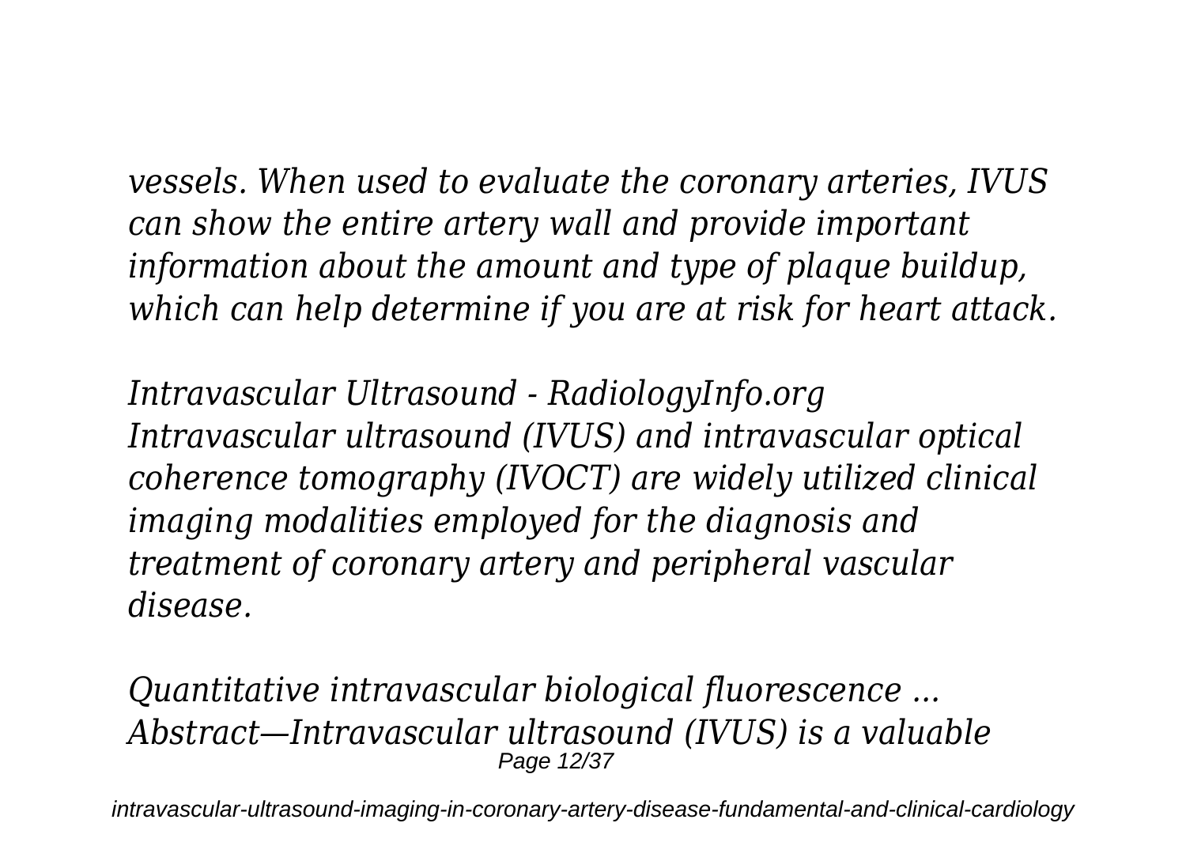*vessels. When used to evaluate the coronary arteries, IVUS can show the entire artery wall and provide important information about the amount and type of plaque buildup, which can help determine if you are at risk for heart attack.*

*Intravascular Ultrasound - RadiologyInfo.org*
*Intravascular ultrasound (IVUS) and intravascular optical coherence tomography (IVOCT) are widely utilized clinical imaging modalities employed for the diagnosis and treatment of coronary artery and peripheral vascular disease.*

*Quantitative intravascular biological fluorescence ...*
*Abstract—Intravascular ultrasound (IVUS) is a valuable*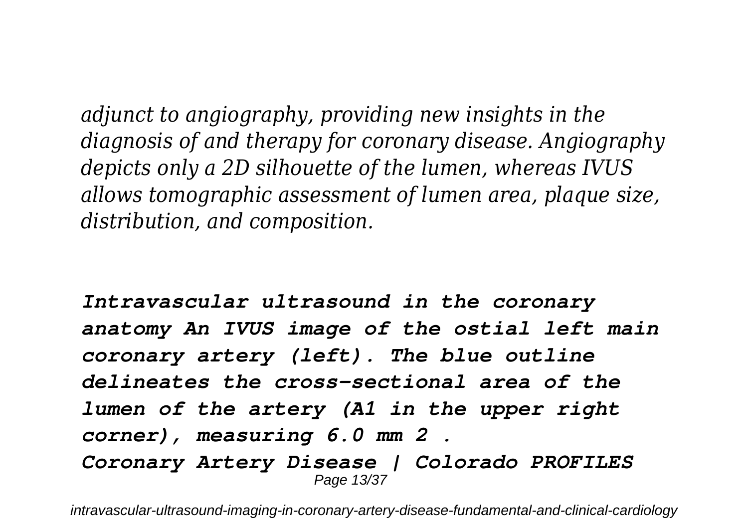*adjunct to angiography, providing new insights in the diagnosis of and therapy for coronary disease. Angiography depicts only a 2D silhouette of the lumen, whereas IVUS allows tomographic assessment of lumen area, plaque size, distribution, and composition.*

***Intravascular ultrasound in the coronary anatomy An IVUS image of the ostial left main coronary artery (left). The blue outline delineates the cross-sectional area of the lumen of the artery (A1 in the upper right corner), measuring 6.0 mm 2 .***

***Coronary Artery Disease | Colorado PROFILES***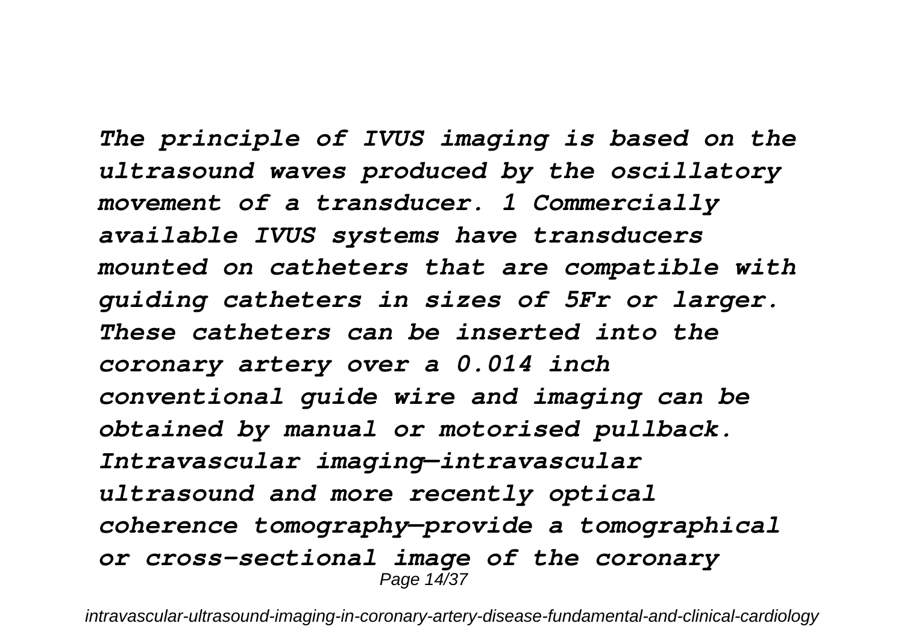*The principle of IVUS imaging is based on the ultrasound waves produced by the oscillatory movement of a transducer. 1 Commercially available IVUS systems have transducers mounted on catheters that are compatible with guiding catheters in sizes of 5Fr or larger. These catheters can be inserted into the coronary artery over a 0.014 inch conventional guide wire and imaging can be obtained by manual or motorised pullback. Intravascular imaging—intravascular ultrasound and more recently optical coherence tomography—provide a tomographical or cross-sectional image of the coronary*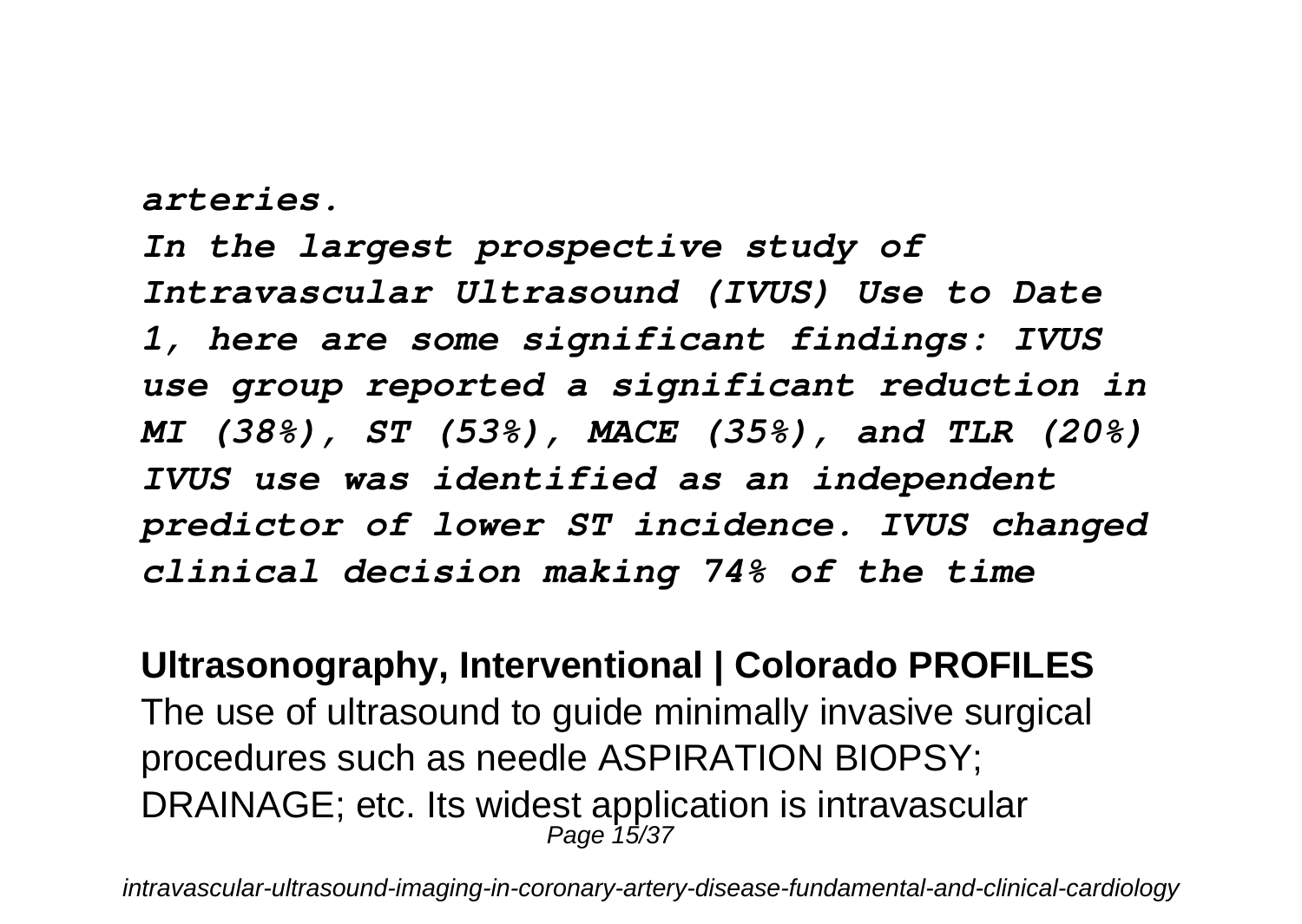*arteries.*

*In the largest prospective study of Intravascular Ultrasound (IVUS) Use to Date 1, here are some significant findings: IVUS use group reported a significant reduction in MI (38%), ST (53%), MACE (35%), and TLR (20%) IVUS use was identified as an independent predictor of lower ST incidence. IVUS changed clinical decision making 74% of the time*

**Ultrasonography, Interventional | Colorado PROFILES**

The use of ultrasound to guide minimally invasive surgical procedures such as needle ASPIRATION BIOPSY; DRAINAGE; etc. Its widest application is intravascular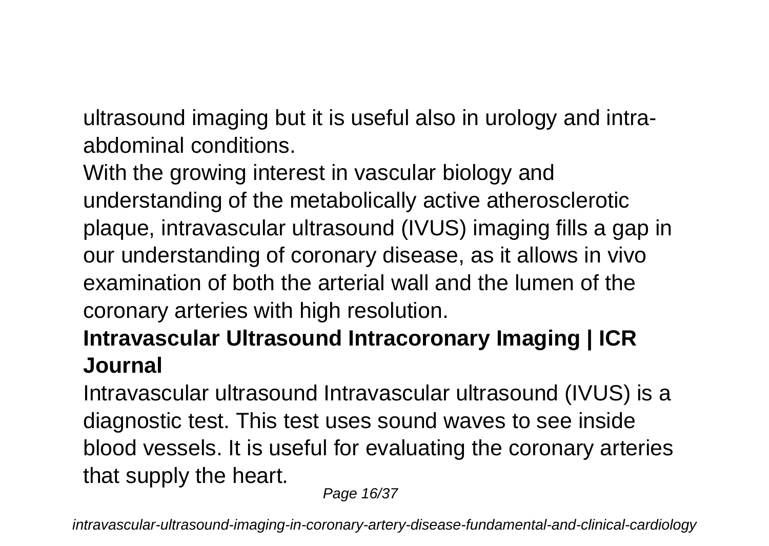ultrasound imaging but it is useful also in urology and intra-abdominal conditions.

With the growing interest in vascular biology and understanding of the metabolically active atherosclerotic plaque, intravascular ultrasound (IVUS) imaging fills a gap in our understanding of coronary disease, as it allows in vivo examination of both the arterial wall and the lumen of the coronary arteries with high resolution.

**Intravascular Ultrasound Intracoronary Imaging | ICR Journal**

Intravascular ultrasound Intravascular ultrasound (IVUS) is a diagnostic test. This test uses sound waves to see inside blood vessels. It is useful for evaluating the coronary arteries that supply the heart.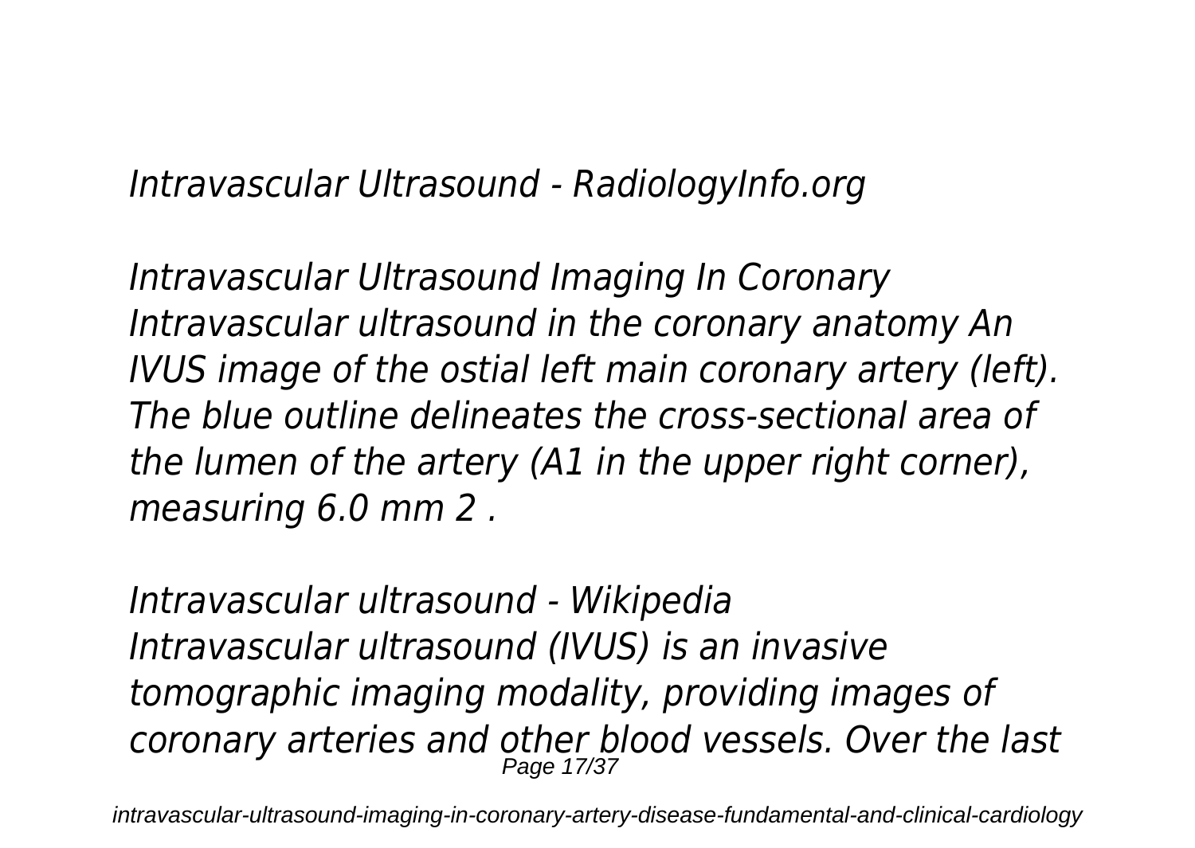*Intravascular Ultrasound - RadiologyInfo.org*

*Intravascular Ultrasound Imaging In Coronary*
*Intravascular ultrasound in the coronary anatomy An IVUS image of the ostial left main coronary artery (left). The blue outline delineates the cross-sectional area of the lumen of the artery (A1 in the upper right corner), measuring 6.0 mm 2 .*

*Intravascular ultrasound - Wikipedia*
*Intravascular ultrasound (IVUS) is an invasive tomographic imaging modality, providing images of coronary arteries and other blood vessels. Over the last*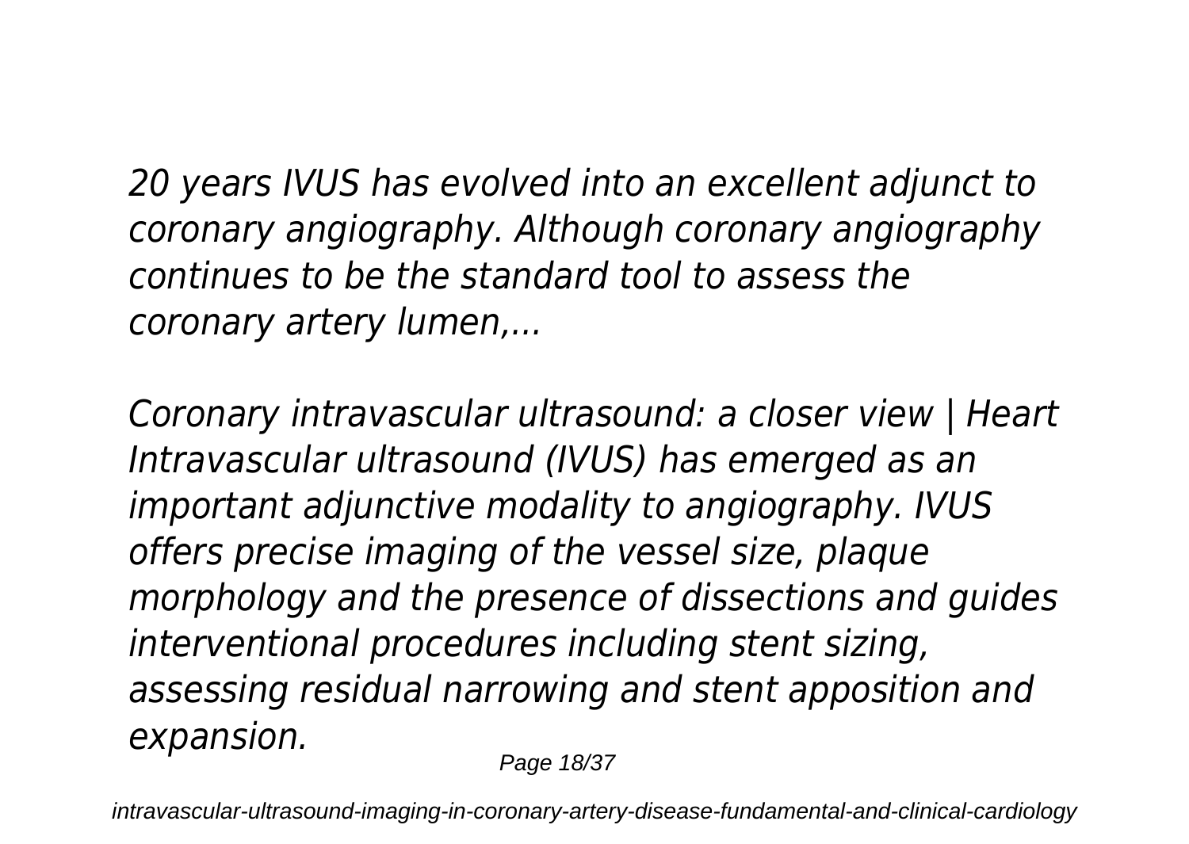*20 years IVUS has evolved into an excellent adjunct to coronary angiography. Although coronary angiography continues to be the standard tool to assess the coronary artery lumen,...*

*Coronary intravascular ultrasound: a closer view | Heart*
*Intravascular ultrasound (IVUS) has emerged as an important adjunctive modality to angiography. IVUS offers precise imaging of the vessel size, plaque morphology and the presence of dissections and guides interventional procedures including stent sizing, assessing residual narrowing and stent apposition and expansion.*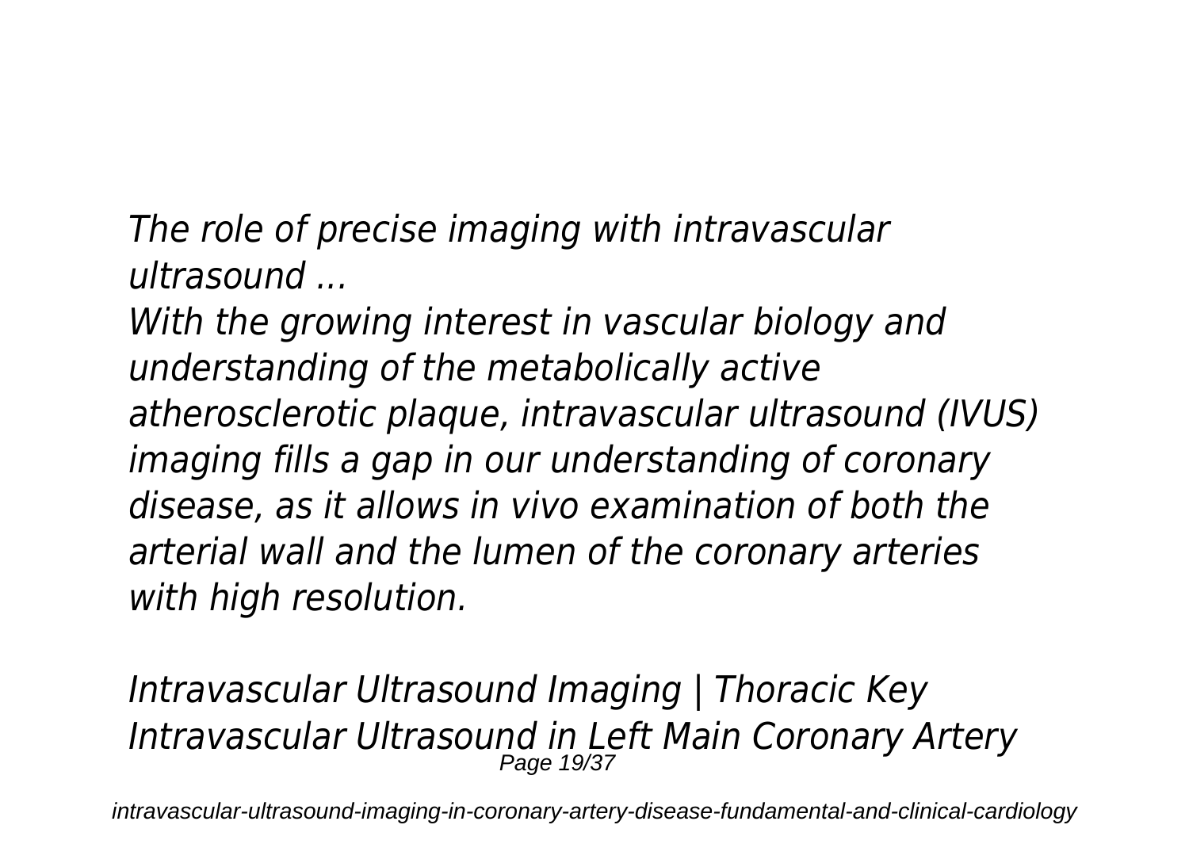*The role of precise imaging with intravascular ultrasound ...*

*With the growing interest in vascular biology and understanding of the metabolically active atherosclerotic plaque, intravascular ultrasound (IVUS) imaging fills a gap in our understanding of coronary disease, as it allows in vivo examination of both the arterial wall and the lumen of the coronary arteries with high resolution.*

*Intravascular Ultrasound Imaging | Thoracic Key*

*Intravascular Ultrasound in Left Main Coronary Artery*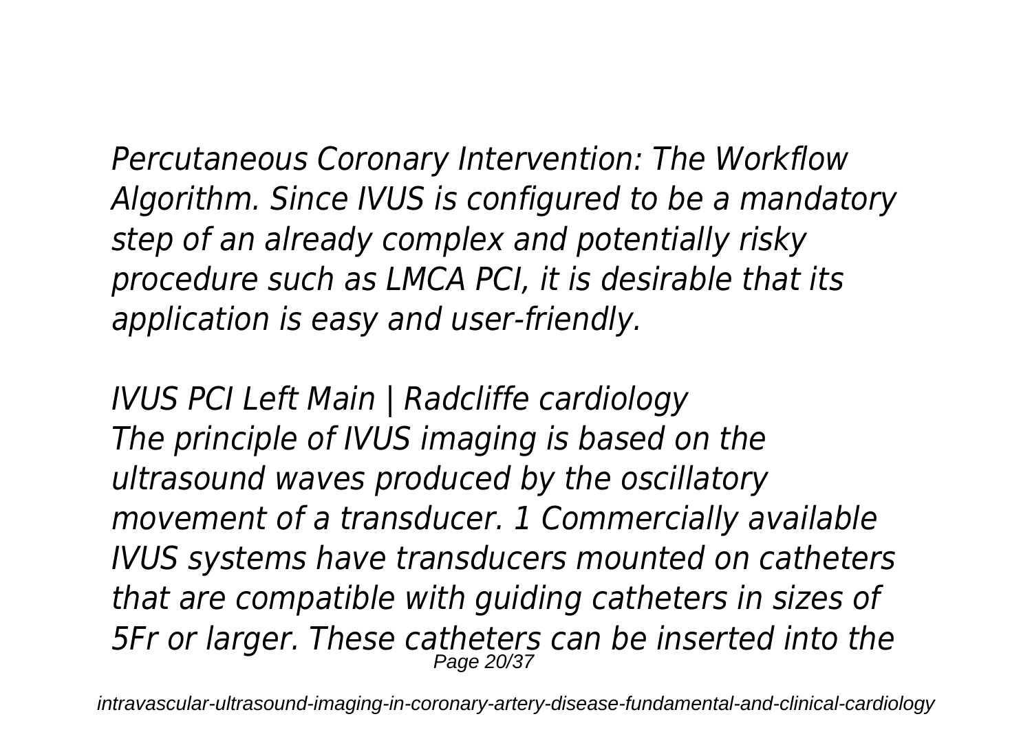*Percutaneous Coronary Intervention: The Workflow Algorithm. Since IVUS is configured to be a mandatory step of an already complex and potentially risky procedure such as LMCA PCI, it is desirable that its application is easy and user-friendly.*

*IVUS PCI Left Main | Radcliffe cardiology*
*The principle of IVUS imaging is based on the ultrasound waves produced by the oscillatory movement of a transducer. 1 Commercially available IVUS systems have transducers mounted on catheters that are compatible with guiding catheters in sizes of 5Fr or larger. These catheters can be inserted into the*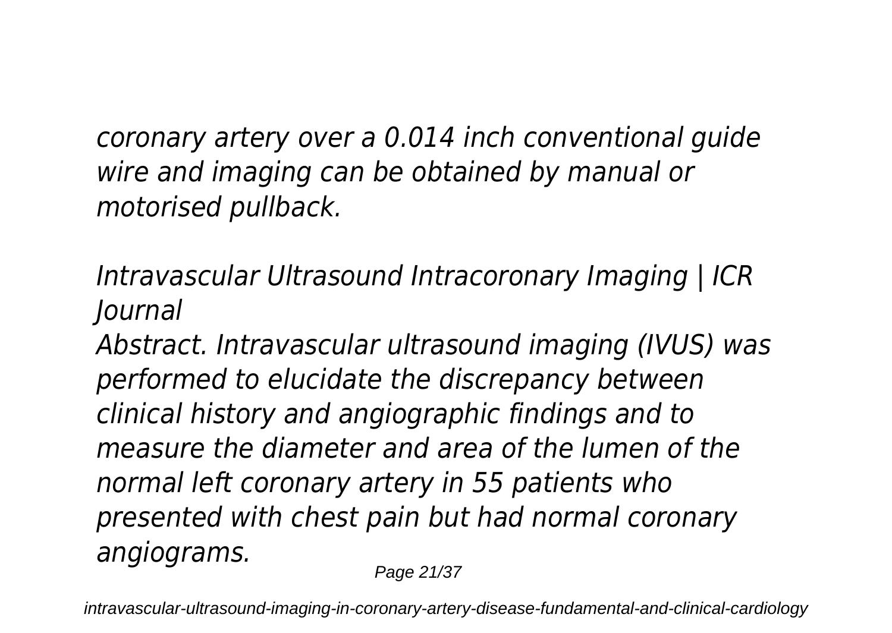*coronary artery over a 0.014 inch conventional guide wire and imaging can be obtained by manual or motorised pullback.*

*Intravascular Ultrasound Intracoronary Imaging | ICR Journal*

*Abstract. Intravascular ultrasound imaging (IVUS) was performed to elucidate the discrepancy between clinical history and angiographic findings and to measure the diameter and area of the lumen of the normal left coronary artery in 55 patients who presented with chest pain but had normal coronary angiograms.*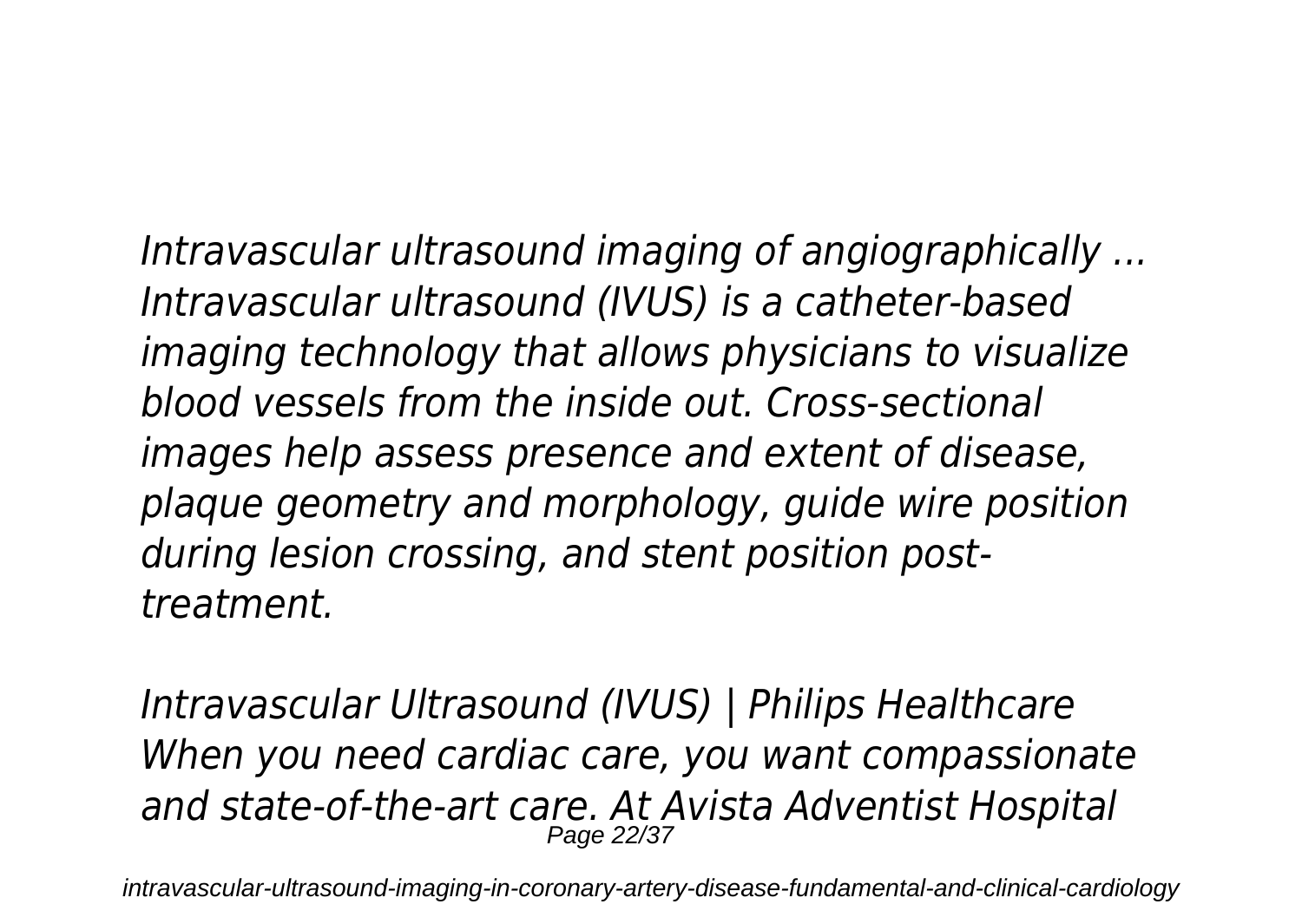*Intravascular ultrasound imaging of angiographically ...* *Intravascular ultrasound (IVUS) is a catheter-based imaging technology that allows physicians to visualize blood vessels from the inside out. Cross-sectional images help assess presence and extent of disease, plaque geometry and morphology, guide wire position during lesion crossing, and stent position post-treatment.*

*Intravascular Ultrasound (IVUS) | Philips Healthcare* *When you need cardiac care, you want compassionate and state-of-the-art care. At Avista Adventist Hospital*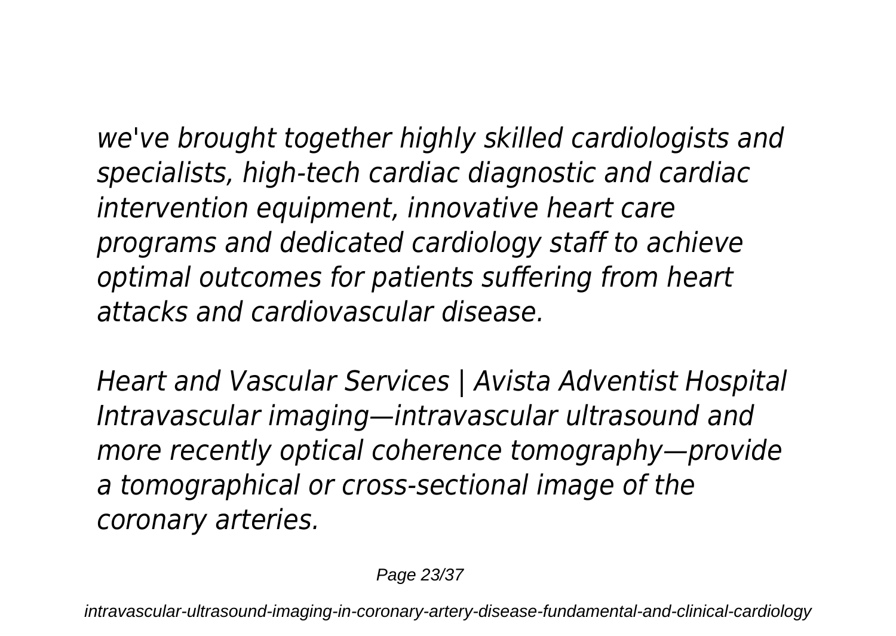*we've brought together highly skilled cardiologists and specialists, high-tech cardiac diagnostic and cardiac intervention equipment, innovative heart care programs and dedicated cardiology staff to achieve optimal outcomes for patients suffering from heart attacks and cardiovascular disease.*

*Heart and Vascular Services | Avista Adventist Hospital*
*Intravascular imaging—intravascular ultrasound and more recently optical coherence tomography—provide a tomographical or cross-sectional image of the coronary arteries.*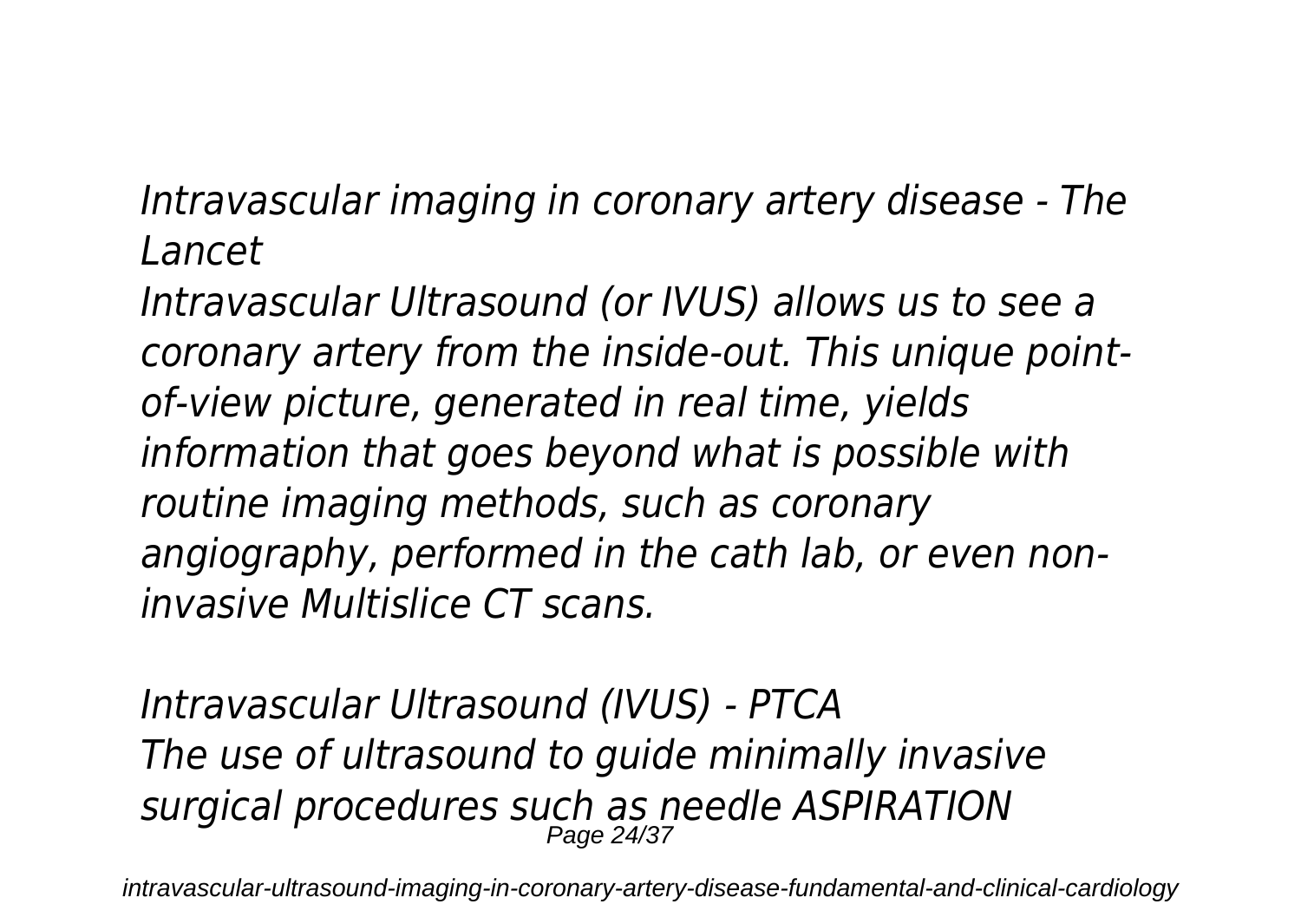*Intravascular imaging in coronary artery disease - The Lancet*

*Intravascular Ultrasound (or IVUS) allows us to see a coronary artery from the inside-out. This unique point-of-view picture, generated in real time, yields information that goes beyond what is possible with routine imaging methods, such as coronary angiography, performed in the cath lab, or even non-invasive Multislice CT scans.*

*Intravascular Ultrasound (IVUS) - PTCA*

*The use of ultrasound to guide minimally invasive surgical procedures such as needle ASPIRATION*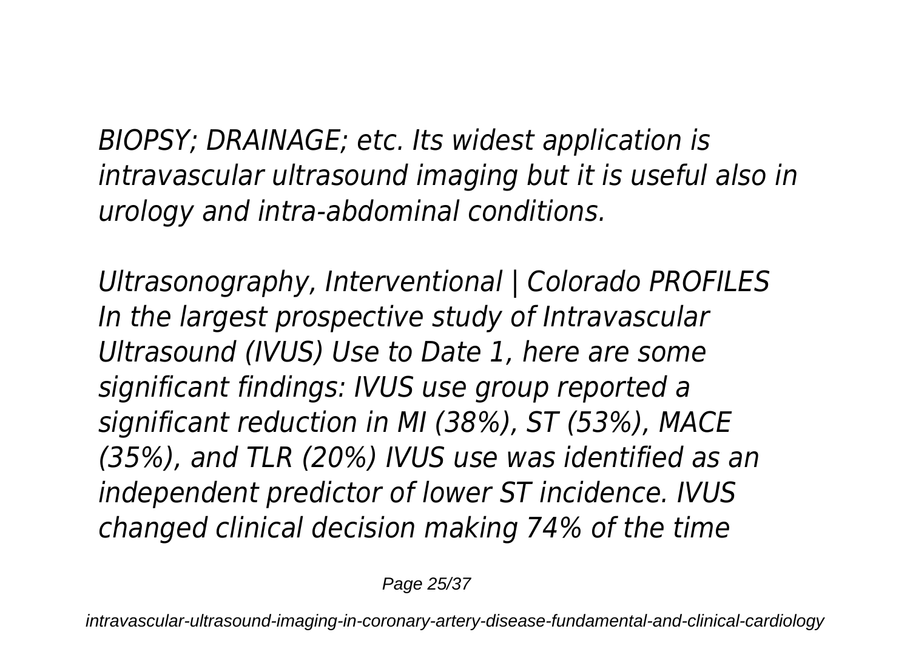*BIOPSY; DRAINAGE; etc. Its widest application is intravascular ultrasound imaging but it is useful also in urology and intra-abdominal conditions.*

*Ultrasonography, Interventional | Colorado PROFILES*
*In the largest prospective study of Intravascular Ultrasound (IVUS) Use to Date 1, here are some significant findings: IVUS use group reported a significant reduction in MI (38%), ST (53%), MACE (35%), and TLR (20%) IVUS use was identified as an independent predictor of lower ST incidence. IVUS changed clinical decision making 74% of the time*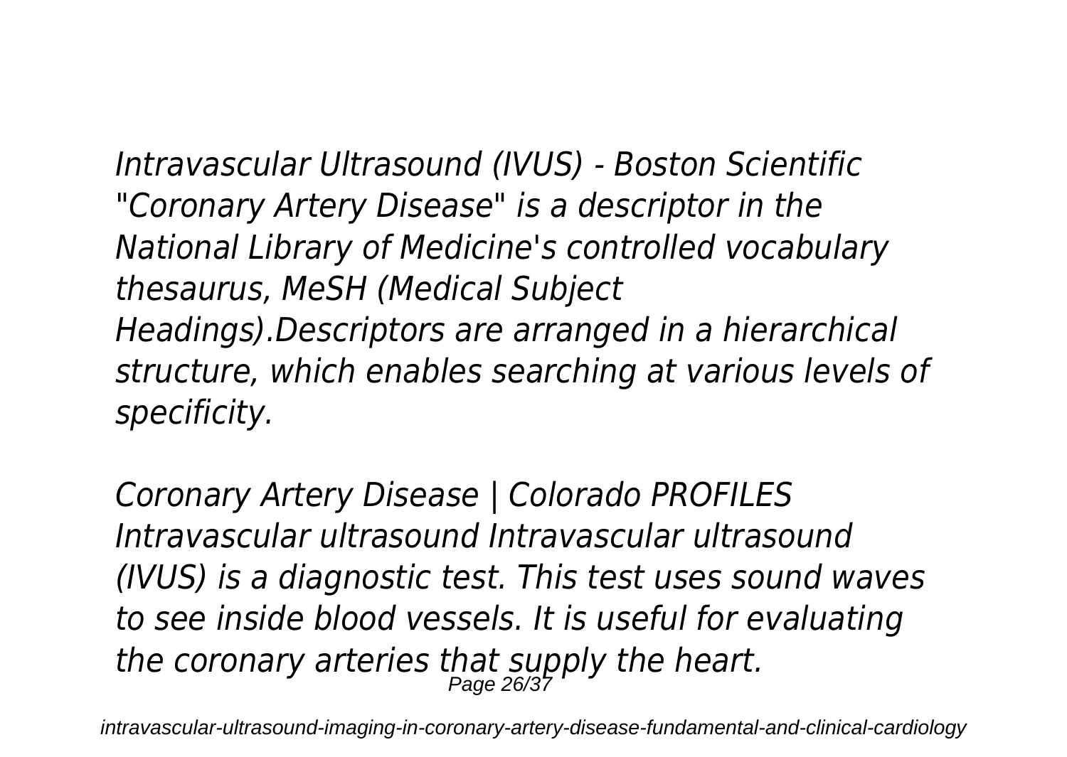*Intravascular Ultrasound (IVUS) - Boston Scientific "Coronary Artery Disease" is a descriptor in the National Library of Medicine's controlled vocabulary thesaurus, MeSH (Medical Subject Headings).Descriptors are arranged in a hierarchical structure, which enables searching at various levels of specificity.*

*Coronary Artery Disease | Colorado PROFILES Intravascular ultrasound Intravascular ultrasound (IVUS) is a diagnostic test. This test uses sound waves to see inside blood vessels. It is useful for evaluating the coronary arteries that supply the heart.*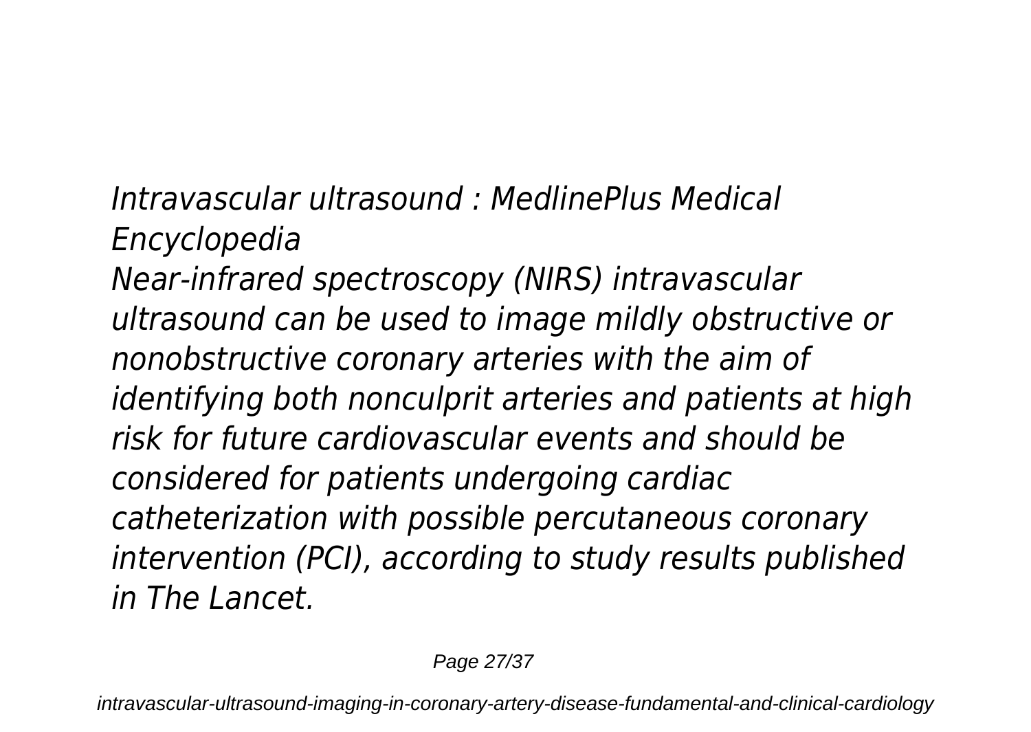*Intravascular ultrasound : MedlinePlus Medical Encyclopedia*

*Near-infrared spectroscopy (NIRS) intravascular ultrasound can be used to image mildly obstructive or nonobstructive coronary arteries with the aim of identifying both nonculprit arteries and patients at high risk for future cardiovascular events and should be considered for patients undergoing cardiac catheterization with possible percutaneous coronary intervention (PCI), according to study results published in The Lancet.*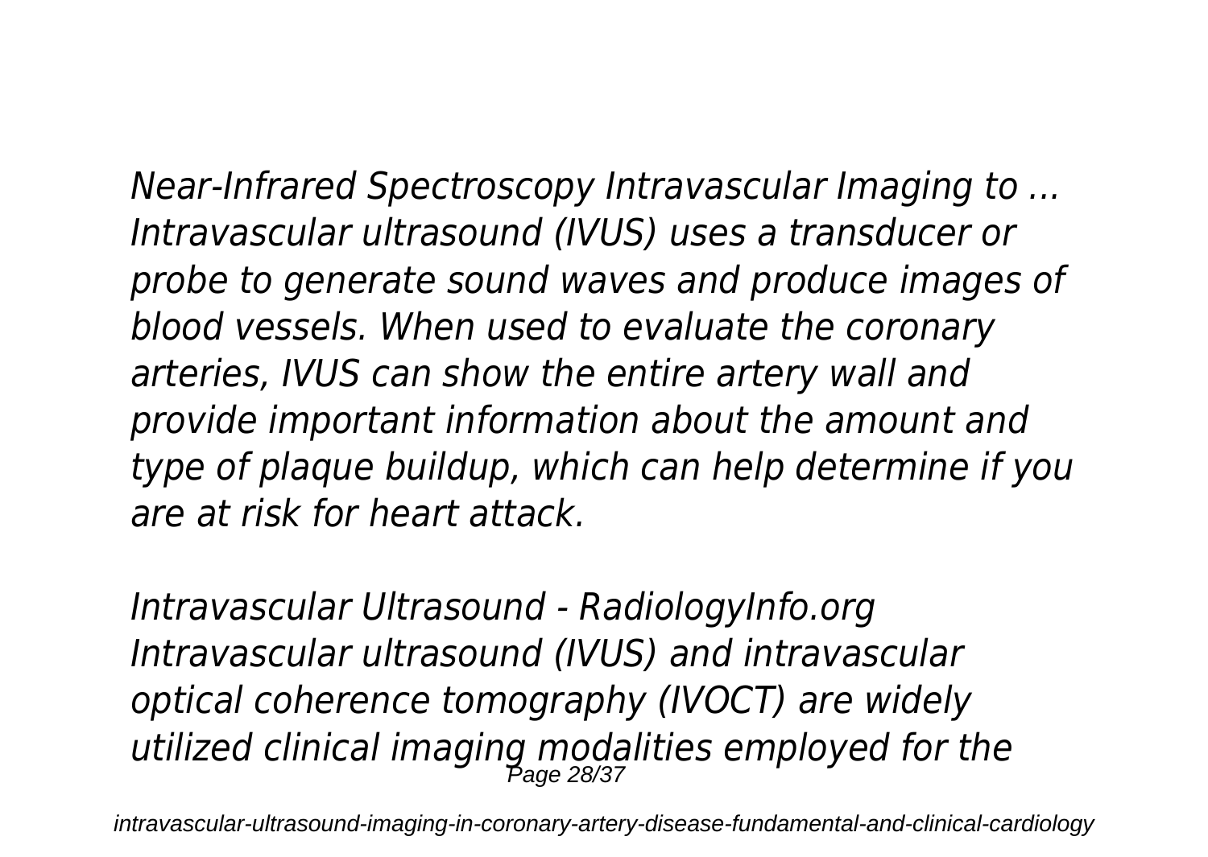*Near-Infrared Spectroscopy Intravascular Imaging to ...*
*Intravascular ultrasound (IVUS) uses a transducer or probe to generate sound waves and produce images of blood vessels. When used to evaluate the coronary arteries, IVUS can show the entire artery wall and provide important information about the amount and type of plaque buildup, which can help determine if you are at risk for heart attack.*

*Intravascular Ultrasound - RadiologyInfo.org*
*Intravascular ultrasound (IVUS) and intravascular optical coherence tomography (IVOCT) are widely utilized clinical imaging modalities employed for the*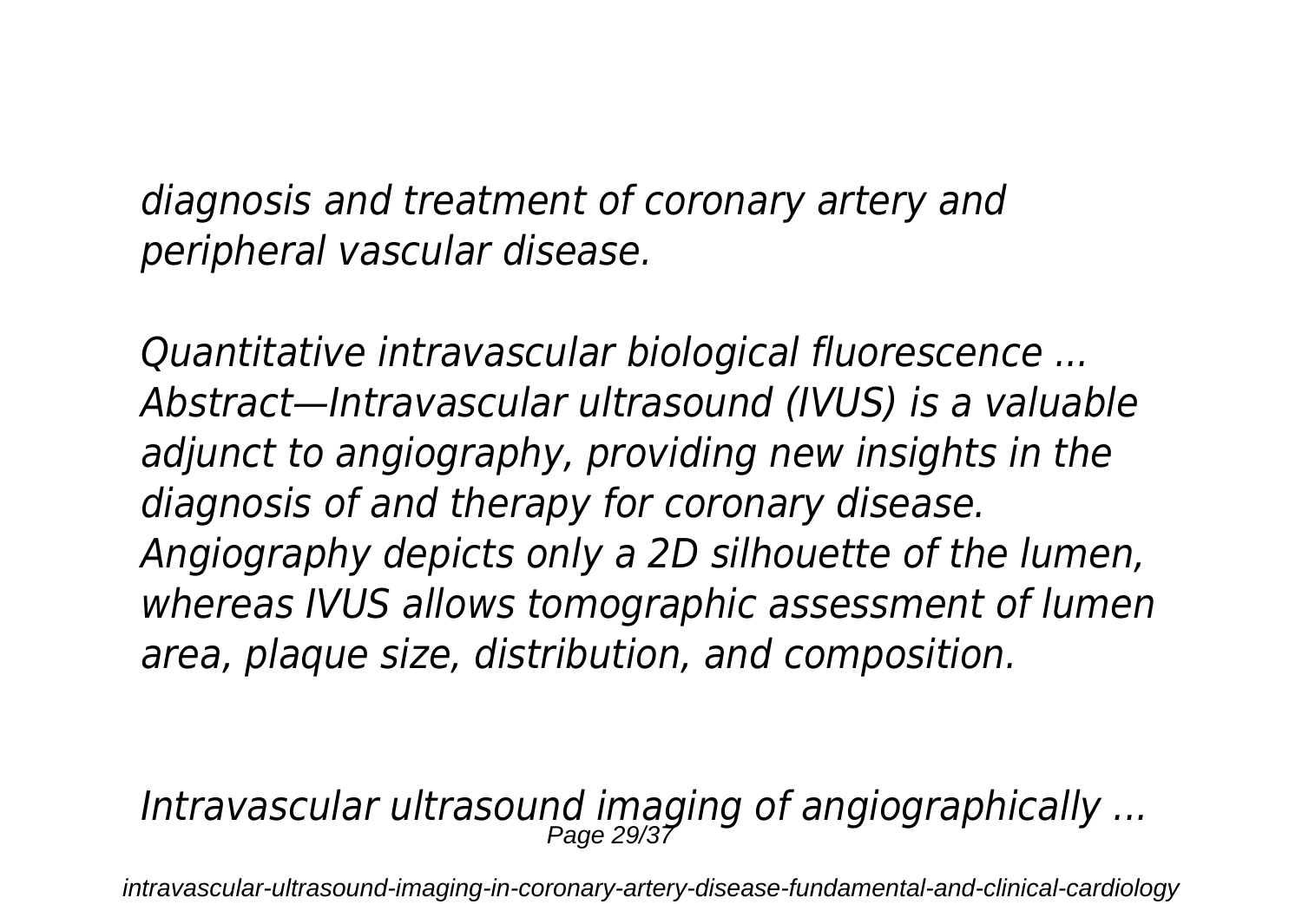*diagnosis and treatment of coronary artery and peripheral vascular disease.*

*Quantitative intravascular biological fluorescence ...*
*Abstract—Intravascular ultrasound (IVUS) is a valuable adjunct to angiography, providing new insights in the diagnosis of and therapy for coronary disease. Angiography depicts only a 2D silhouette of the lumen, whereas IVUS allows tomographic assessment of lumen area, plaque size, distribution, and composition.*

*Intravascular ultrasound imaging of angiographically ...*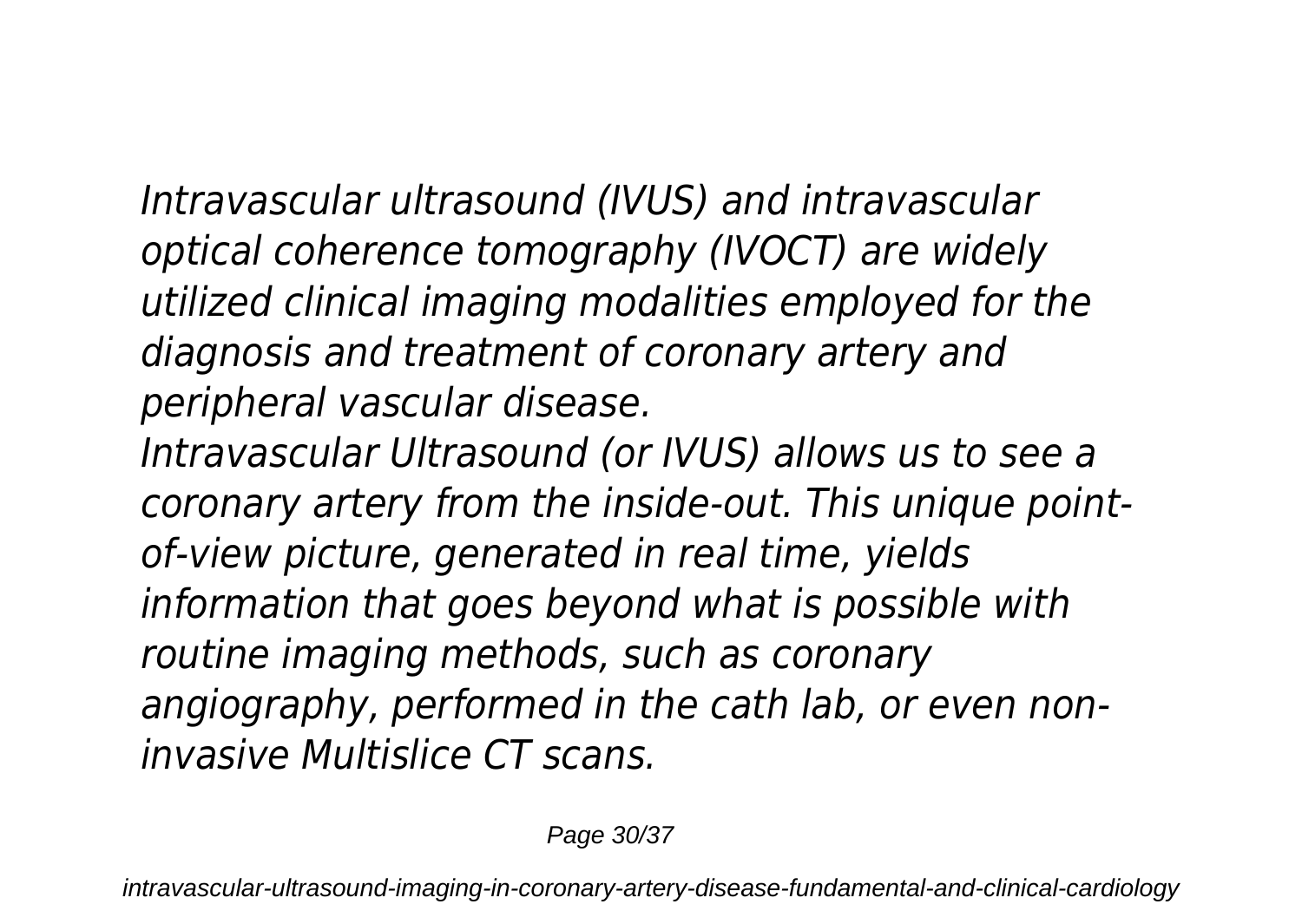*Intravascular ultrasound (IVUS) and intravascular optical coherence tomography (IVOCT) are widely utilized clinical imaging modalities employed for the diagnosis and treatment of coronary artery and peripheral vascular disease.*

*Intravascular Ultrasound (or IVUS) allows us to see a coronary artery from the inside-out. This unique point-of-view picture, generated in real time, yields information that goes beyond what is possible with routine imaging methods, such as coronary angiography, performed in the cath lab, or even non-invasive Multislice CT scans.*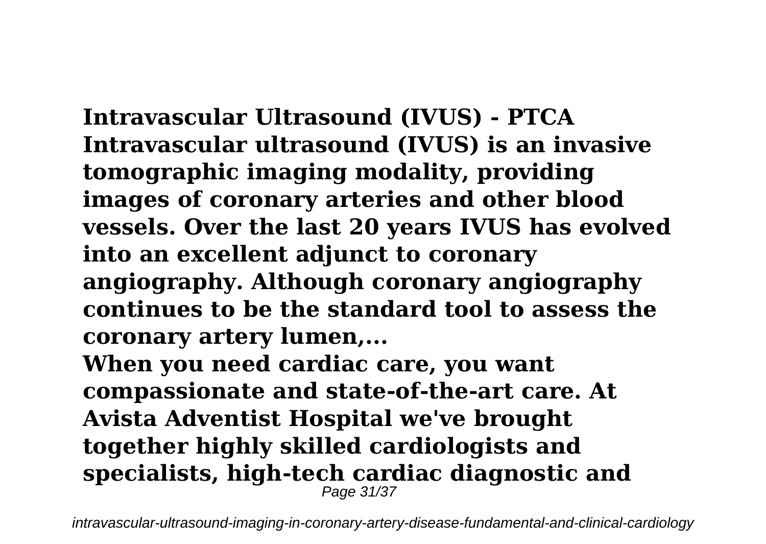**Intravascular Ultrasound (IVUS) - PTCA**
**Intravascular ultrasound (IVUS) is an invasive tomographic imaging modality, providing images of coronary arteries and other blood vessels. Over the last 20 years IVUS has evolved into an excellent adjunct to coronary angiography. Although coronary angiography continues to be the standard tool to assess the coronary artery lumen,...**
**When you need cardiac care, you want compassionate and state-of-the-art care. At Avista Adventist Hospital we've brought together highly skilled cardiologists and specialists, high-tech cardiac diagnostic and**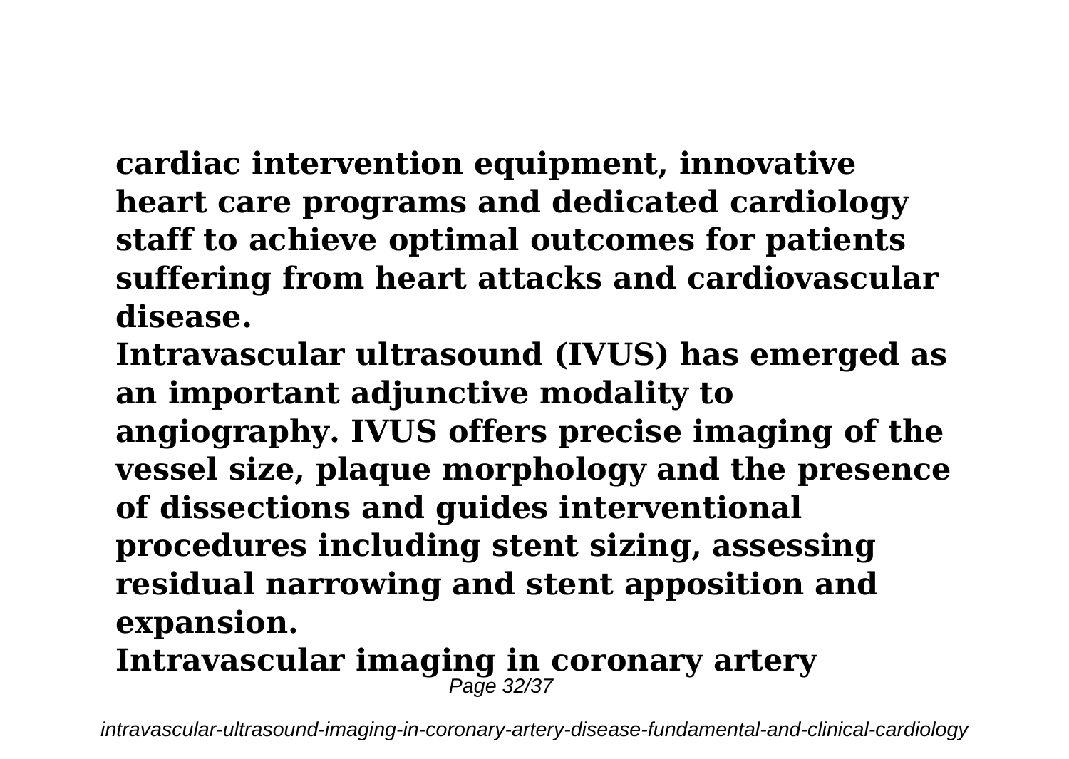**cardiac intervention equipment, innovative heart care programs and dedicated cardiology staff to achieve optimal outcomes for patients suffering from heart attacks and cardiovascular disease.**

**Intravascular ultrasound (IVUS) has emerged as an important adjunctive modality to angiography. IVUS offers precise imaging of the vessel size, plaque morphology and the presence of dissections and guides interventional procedures including stent sizing, assessing residual narrowing and stent apposition and expansion.**

**Intravascular imaging in coronary artery**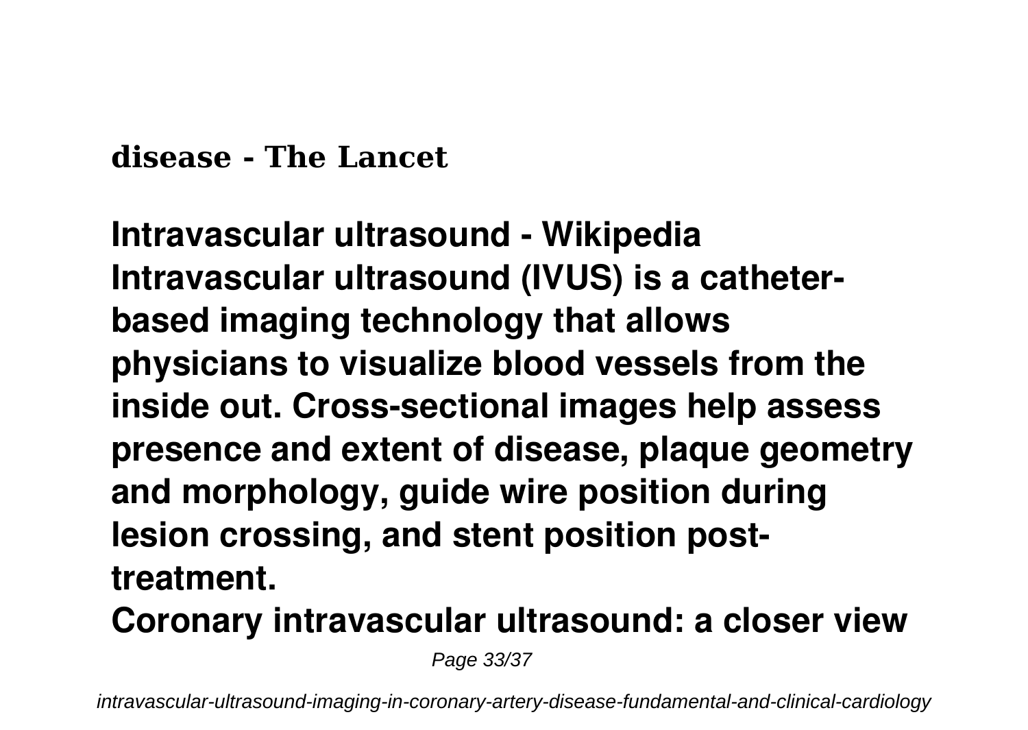**disease - The Lancet**

**Intravascular ultrasound - Wikipedia**

**Intravascular ultrasound (IVUS) is a catheter-based imaging technology that allows physicians to visualize blood vessels from the inside out. Cross-sectional images help assess presence and extent of disease, plaque geometry and morphology, guide wire position during lesion crossing, and stent position post-treatment.**

**Coronary intravascular ultrasound: a closer view**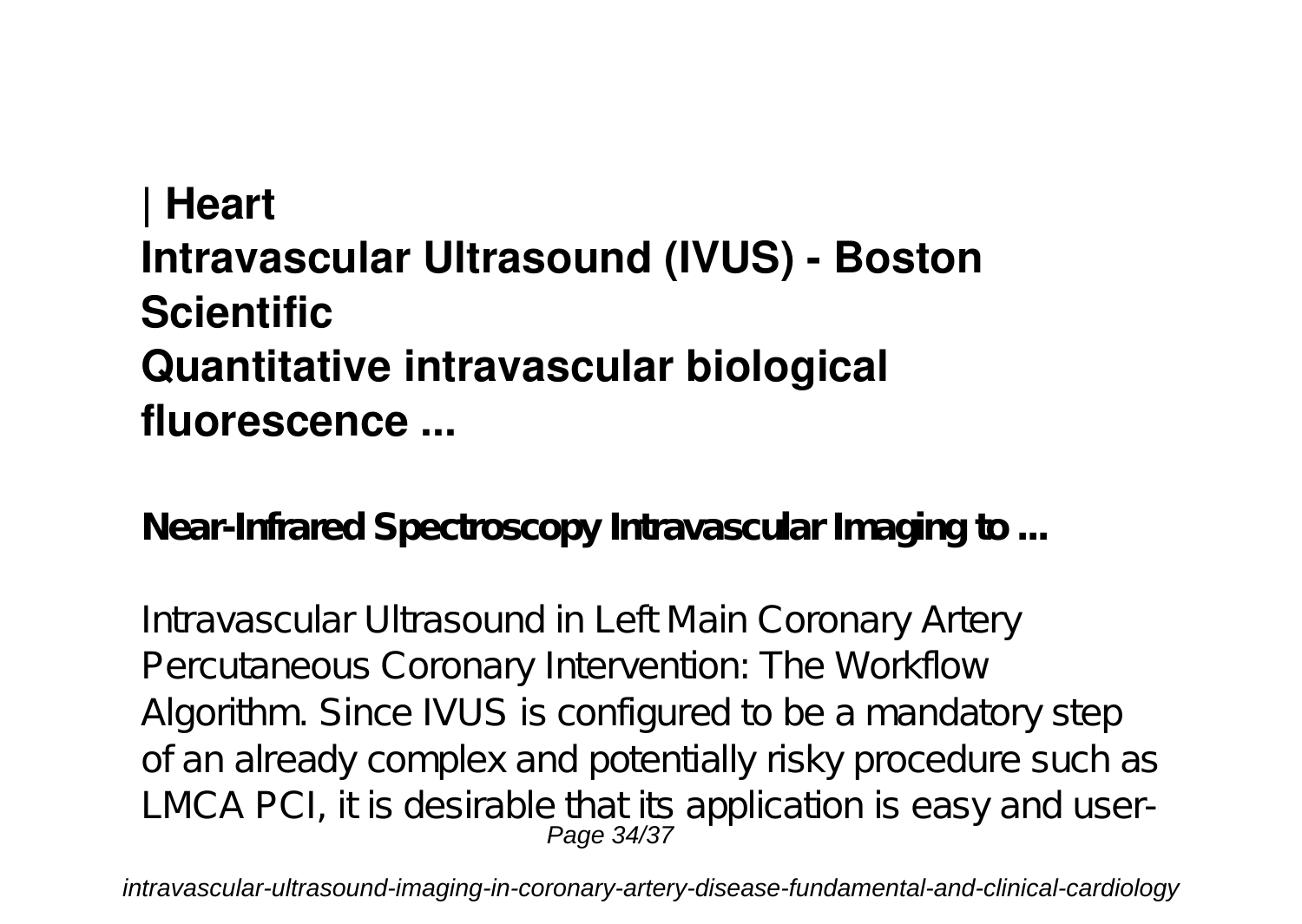## | Heart
## Intravascular Ultrasound (IVUS) - Boston Scientific
## Quantitative intravascular biological fluorescence ...

**Near-Infrared Spectroscopy Intravascular Imaging to ...**

Intravascular Ultrasound in Left Main Coronary Artery Percutaneous Coronary Intervention: The Workflow Algorithm. Since IVUS is configured to be a mandatory step of an already complex and potentially risky procedure such as LMCA PCI, it is desirable that its application is easy and user-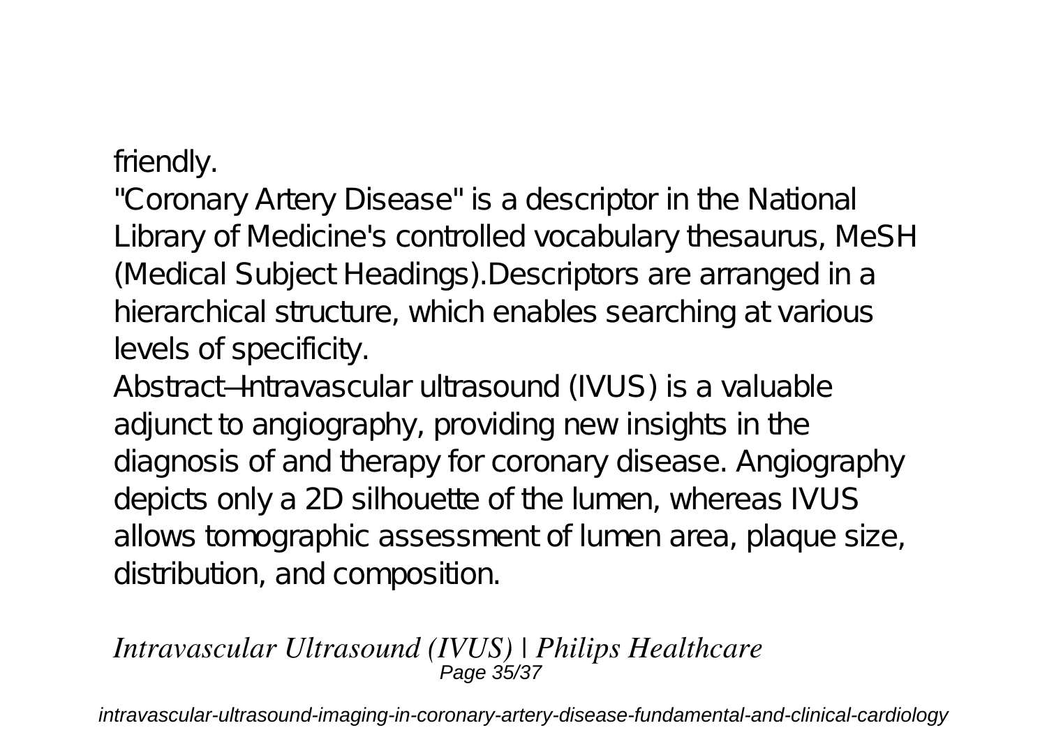friendly.

"Coronary Artery Disease" is a descriptor in the National Library of Medicine's controlled vocabulary thesaurus, MeSH (Medical Subject Headings).Descriptors are arranged in a hierarchical structure, which enables searching at various levels of specificity.

Abstract—Intravascular ultrasound (IVUS) is a valuable adjunct to angiography, providing new insights in the diagnosis of and therapy for coronary disease. Angiography depicts only a 2D silhouette of the lumen, whereas IVUS allows tomographic assessment of lumen area, plaque size, distribution, and composition.

***Intravascular Ultrasound (IVUS) | Philips Healthcare***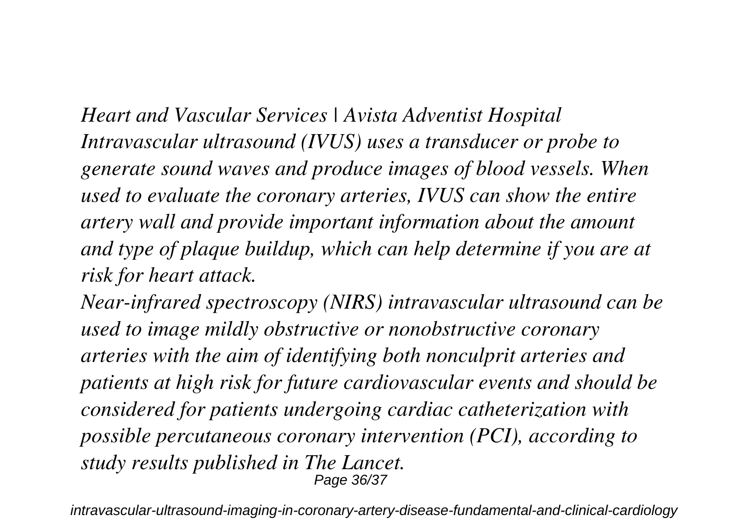*Heart and Vascular Services | Avista Adventist Hospital*
*Intravascular ultrasound (IVUS) uses a transducer or probe to generate sound waves and produce images of blood vessels. When used to evaluate the coronary arteries, IVUS can show the entire artery wall and provide important information about the amount and type of plaque buildup, which can help determine if you are at risk for heart attack.*
*Near-infrared spectroscopy (NIRS) intravascular ultrasound can be used to image mildly obstructive or nonobstructive coronary arteries with the aim of identifying both nonculprit arteries and patients at high risk for future cardiovascular events and should be considered for patients undergoing cardiac catheterization with possible percutaneous coronary intervention (PCI), according to study results published in The Lancet.*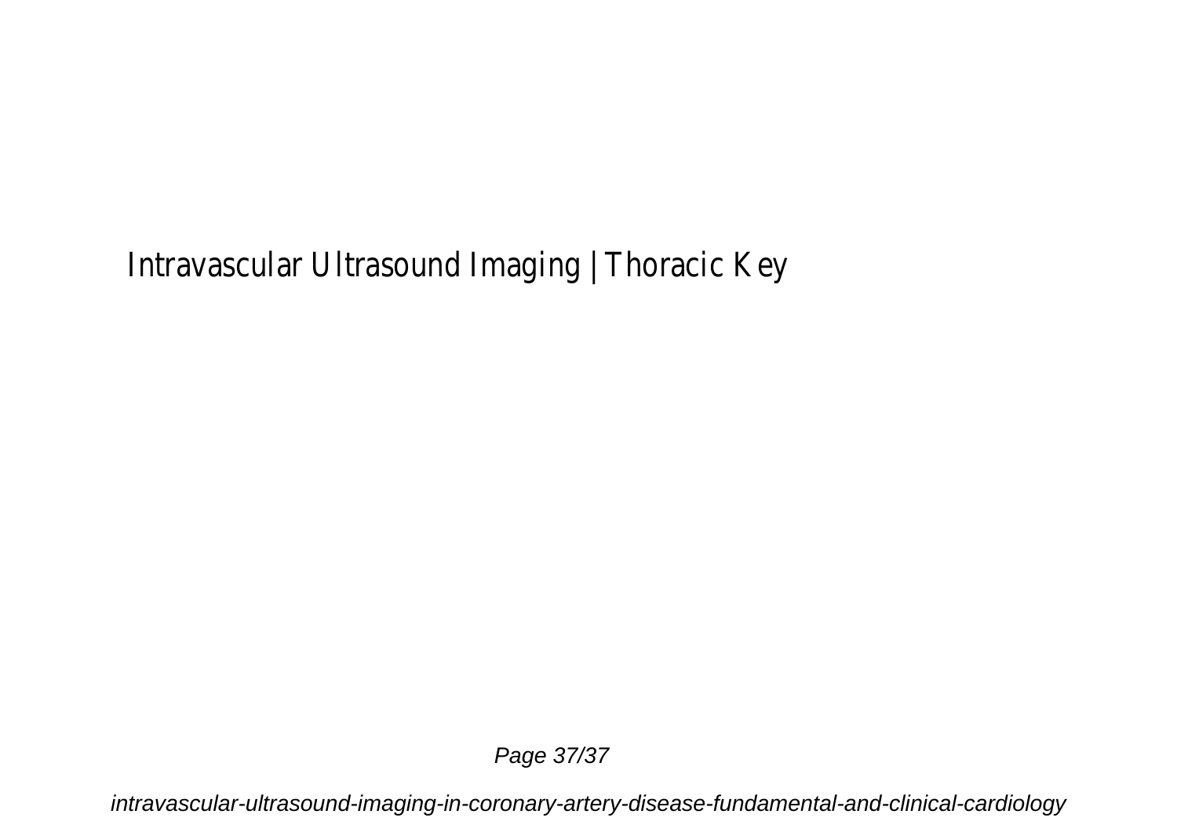Intravascular Ultrasound Imaging | Thoracic Key